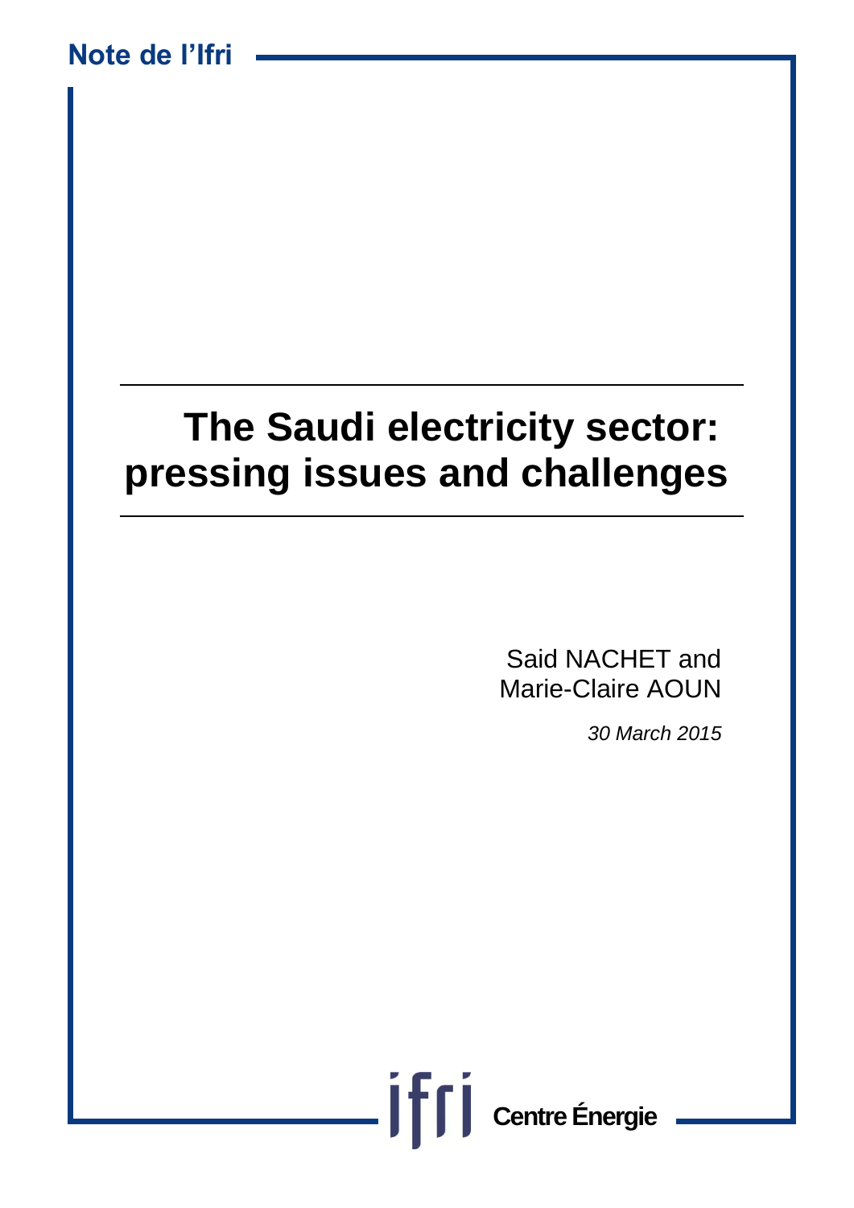Note de l'Ifri

# The Saudi electricity sector: pressing issues and challenges

Said NACHET and
Marie-Claire AOUN

*30 March 2015*

ifri Centre Énergie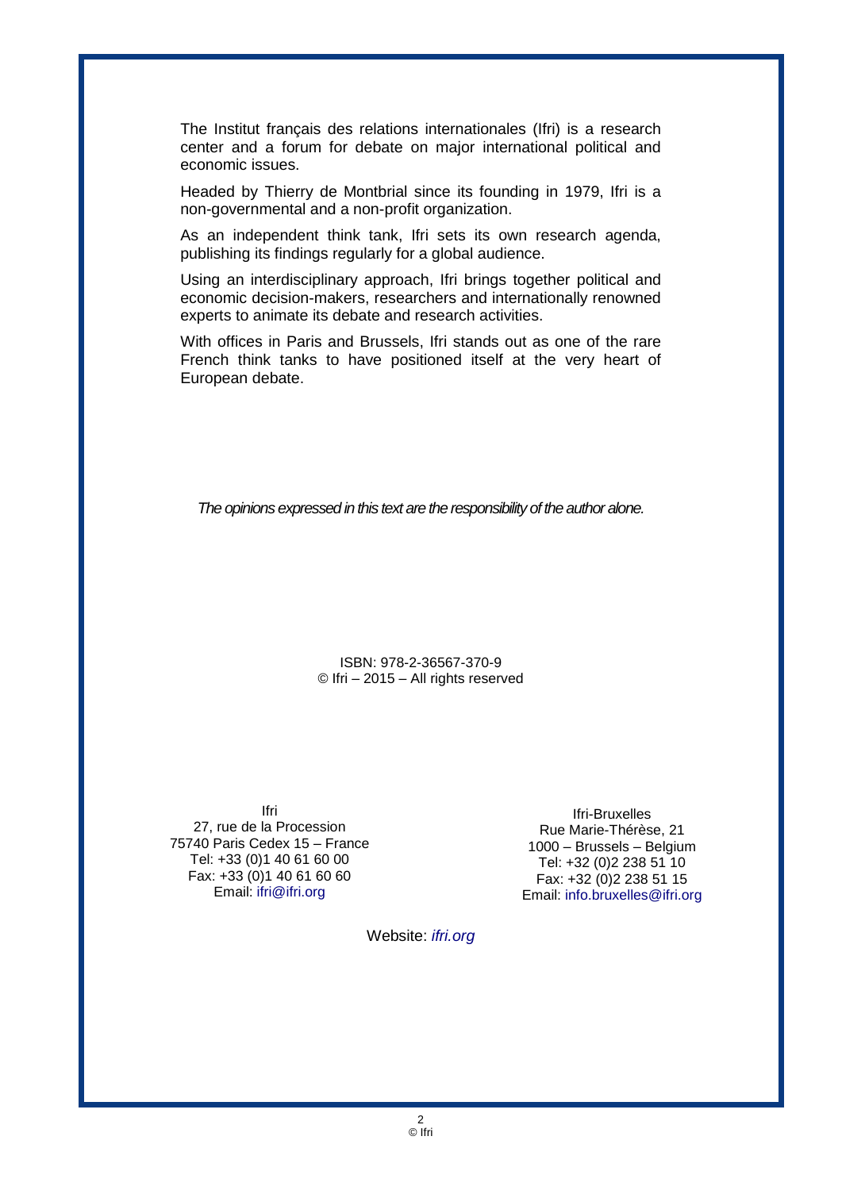The Institut français des relations internationales (Ifri) is a research center and a forum for debate on major international political and economic issues.

Headed by Thierry de Montbrial since its founding in 1979, Ifri is a non-governmental and a non-profit organization.

As an independent think tank, Ifri sets its own research agenda, publishing its findings regularly for a global audience.

Using an interdisciplinary approach, Ifri brings together political and economic decision-makers, researchers and internationally renowned experts to animate its debate and research activities.

With offices in Paris and Brussels, Ifri stands out as one of the rare French think tanks to have positioned itself at the very heart of European debate.

*The opinions expressed in this text are the responsibility of the author alone.*

ISBN: 978-2-36567-370-9
© Ifri – 2015 – All rights reserved

Ifri
27, rue de la Procession
75740 Paris Cedex 15 – France
Tel: +33 (0)1 40 61 60 00
Fax: +33 (0)1 40 61 60 60
Email: ifri@ifri.org

Ifri-Bruxelles
Rue Marie-Thérèse, 21
1000 – Brussels – Belgium
Tel: +32 (0)2 238 51 10
Fax: +32 (0)2 238 51 15
Email: info.bruxelles@ifri.org

Website: *ifri.org*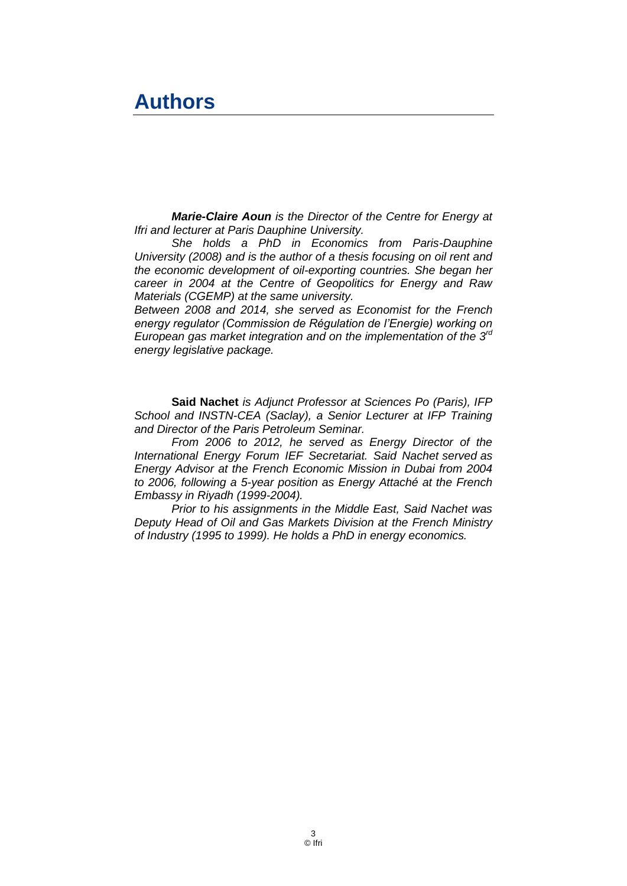# Authors

***Marie-Claire Aoun*** *is the Director of the Centre for Energy at Ifri and lecturer at Paris Dauphine University.*

*She holds a PhD in Economics from Paris-Dauphine University (2008) and is the author of a thesis focusing on oil rent and the economic development of oil-exporting countries. She began her career in 2004 at the Centre of Geopolitics for Energy and Raw Materials (CGEMP) at the same university.*

*Between 2008 and 2014, she served as Economist for the French energy regulator (Commission de Régulation de l'Energie) working on European gas market integration and on the implementation of the 3rd energy legislative package.*

**Said Nachet** *is Adjunct Professor at Sciences Po (Paris), IFP School and INSTN-CEA (Saclay), a Senior Lecturer at IFP Training and Director of the Paris Petroleum Seminar.*

*From 2006 to 2012, he served as Energy Director of the International Energy Forum IEF Secretariat. Said Nachet served as Energy Advisor at the French Economic Mission in Dubai from 2004 to 2006, following a 5-year position as Energy Attaché at the French Embassy in Riyadh (1999-2004).*

*Prior to his assignments in the Middle East, Said Nachet was Deputy Head of Oil and Gas Markets Division at the French Ministry of Industry (1995 to 1999). He holds a PhD in energy economics.*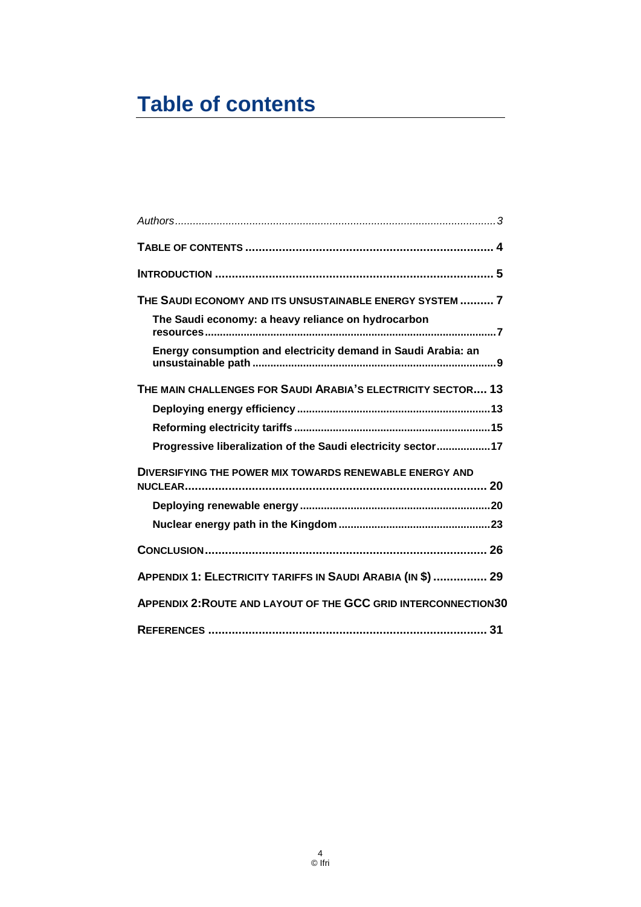# Table of contents

*Authors* ........................................................................................................ *3*

**TABLE OF CONTENTS** ........................................................................ **4**

**INTRODUCTION** ................................................................................ **5**

**THE SAUDI ECONOMY AND ITS UNSUSTAINABLE ENERGY SYSTEM** .......... **7**

- **The Saudi economy: a heavy reliance on hydrocarbon resources** ................................................................................................ **7**
- **Energy consumption and electricity demand in Saudi Arabia: an unsustainable path** ................................................................................ **9**

**THE MAIN CHALLENGES FOR SAUDI ARABIA'S ELECTRICITY SECTOR** .... **13**

- **Deploying energy efficiency** ................................................................ **13**
- **Reforming electricity tariffs** ................................................................. **15**
- **Progressive liberalization of the Saudi electricity sector** .................. **17**

**DIVERSIFYING THE POWER MIX TOWARDS RENEWABLE ENERGY AND NUCLEAR** ......................................................................................... **20**

- **Deploying renewable energy** ............................................................... **20**
- **Nuclear energy path in the Kingdom** .................................................. **23**

**CONCLUSION** ..................................................................................... **26**

**APPENDIX 1: ELECTRICITY TARIFFS IN SAUDI ARABIA (IN $)** ................ **29**

**APPENDIX 2: ROUTE AND LAYOUT OF THE GCC GRID INTERCONNECTION** **30**

**REFERENCES** ...................................................................................... **31**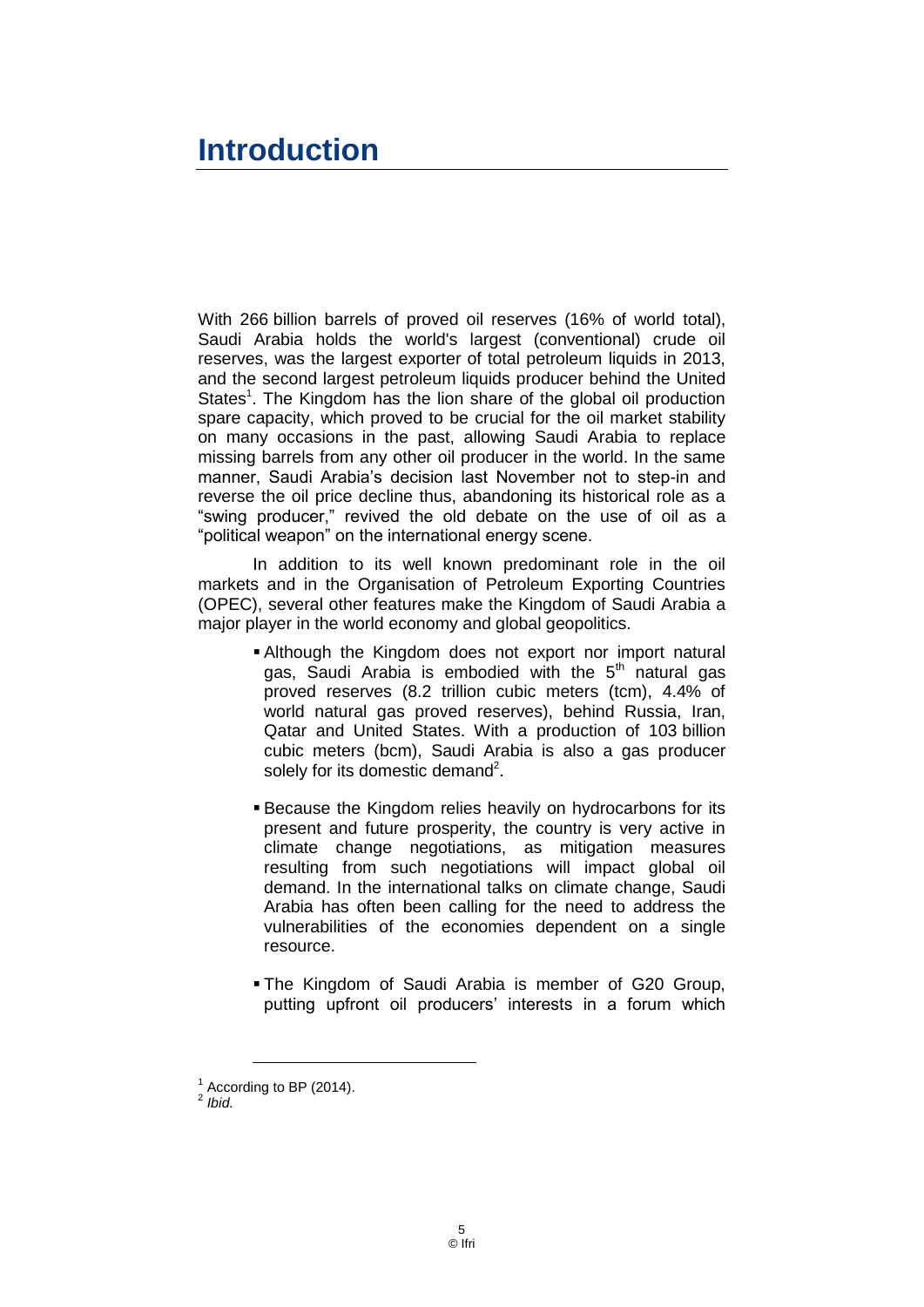# Introduction

With 266 billion barrels of proved oil reserves (16% of world total), Saudi Arabia holds the world's largest (conventional) crude oil reserves, was the largest exporter of total petroleum liquids in 2013, and the second largest petroleum liquids producer behind the United States[1]. The Kingdom has the lion share of the global oil production spare capacity, which proved to be crucial for the oil market stability on many occasions in the past, allowing Saudi Arabia to replace missing barrels from any other oil producer in the world. In the same manner, Saudi Arabia's decision last November not to step-in and reverse the oil price decline thus, abandoning its historical role as a "swing producer," revived the old debate on the use of oil as a "political weapon" on the international energy scene.

In addition to its well known predominant role in the oil markets and in the Organisation of Petroleum Exporting Countries (OPEC), several other features make the Kingdom of Saudi Arabia a major player in the world economy and global geopolitics.

- Although the Kingdom does not export nor import natural gas, Saudi Arabia is embodied with the 5th natural gas proved reserves (8.2 trillion cubic meters (tcm), 4.4% of world natural gas proved reserves), behind Russia, Iran, Qatar and United States. With a production of 103 billion cubic meters (bcm), Saudi Arabia is also a gas producer solely for its domestic demand[2].

- Because the Kingdom relies heavily on hydrocarbons for its present and future prosperity, the country is very active in climate change negotiations, as mitigation measures resulting from such negotiations will impact global oil demand. In the international talks on climate change, Saudi Arabia has often been calling for the need to address the vulnerabilities of the economies dependent on a single resource.

- The Kingdom of Saudi Arabia is member of G20 Group, putting upfront oil producers' interests in a forum which

---

[1] According to BP (2014).

[2] *Ibid.*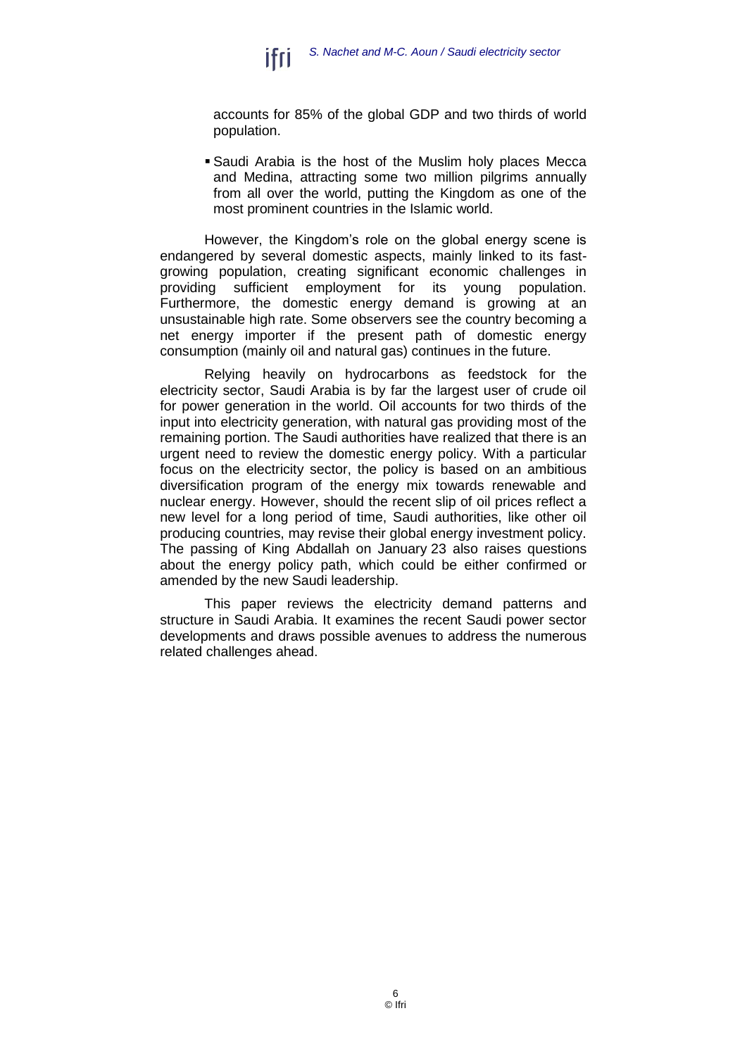accounts for 85% of the global GDP and two thirds of world population.

- Saudi Arabia is the host of the Muslim holy places Mecca and Medina, attracting some two million pilgrims annually from all over the world, putting the Kingdom as one of the most prominent countries in the Islamic world.

However, the Kingdom's role on the global energy scene is endangered by several domestic aspects, mainly linked to its fast-growing population, creating significant economic challenges in providing sufficient employment for its young population. Furthermore, the domestic energy demand is growing at an unsustainable high rate. Some observers see the country becoming a net energy importer if the present path of domestic energy consumption (mainly oil and natural gas) continues in the future.

Relying heavily on hydrocarbons as feedstock for the electricity sector, Saudi Arabia is by far the largest user of crude oil for power generation in the world. Oil accounts for two thirds of the input into electricity generation, with natural gas providing most of the remaining portion. The Saudi authorities have realized that there is an urgent need to review the domestic energy policy. With a particular focus on the electricity sector, the policy is based on an ambitious diversification program of the energy mix towards renewable and nuclear energy. However, should the recent slip of oil prices reflect a new level for a long period of time, Saudi authorities, like other oil producing countries, may revise their global energy investment policy. The passing of King Abdallah on January 23 also raises questions about the energy policy path, which could be either confirmed or amended by the new Saudi leadership.

This paper reviews the electricity demand patterns and structure in Saudi Arabia. It examines the recent Saudi power sector developments and draws possible avenues to address the numerous related challenges ahead.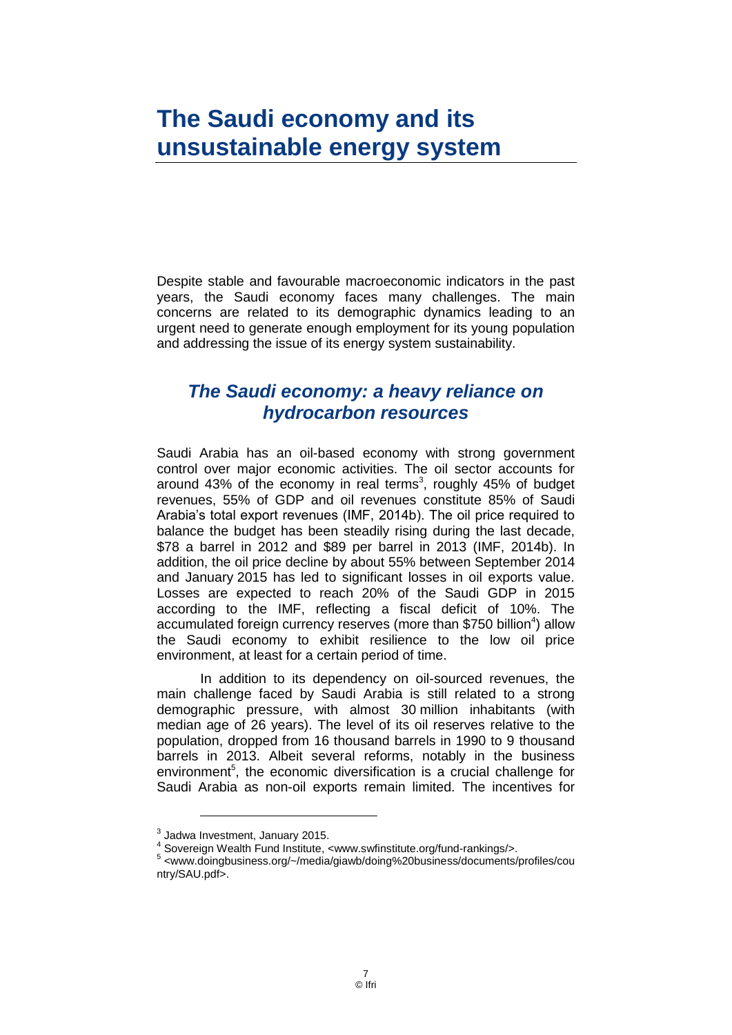# The Saudi economy and its unsustainable energy system

Despite stable and favourable macroeconomic indicators in the past years, the Saudi economy faces many challenges. The main concerns are related to its demographic dynamics leading to an urgent need to generate enough employment for its young population and addressing the issue of its energy system sustainability.

## *The Saudi economy: a heavy reliance on hydrocarbon resources*

Saudi Arabia has an oil-based economy with strong government control over major economic activities. The oil sector accounts for around 43% of the economy in real terms[3], roughly 45% of budget revenues, 55% of GDP and oil revenues constitute 85% of Saudi Arabia's total export revenues (IMF, 2014b). The oil price required to balance the budget has been steadily rising during the last decade, $78 a barrel in 2012 and $89 per barrel in 2013 (IMF, 2014b). In addition, the oil price decline by about 55% between September 2014 and January 2015 has led to significant losses in oil exports value. Losses are expected to reach 20% of the Saudi GDP in 2015 according to the IMF, reflecting a fiscal deficit of 10%. The accumulated foreign currency reserves (more than $750 billion[4]) allow the Saudi economy to exhibit resilience to the low oil price environment, at least for a certain period of time.

In addition to its dependency on oil-sourced revenues, the main challenge faced by Saudi Arabia is still related to a strong demographic pressure, with almost 30 million inhabitants (with median age of 26 years). The level of its oil reserves relative to the population, dropped from 16 thousand barrels in 1990 to 9 thousand barrels in 2013. Albeit several reforms, notably in the business environment[5], the economic diversification is a crucial challenge for Saudi Arabia as non-oil exports remain limited. The incentives for

---

[3] Jadwa Investment, January 2015.

[4] Sovereign Wealth Fund Institute, <www.swfinstitute.org/fund-rankings/>.

[5] <www.doingbusiness.org/~/media/giawb/doing%20business/documents/profiles/country/SAU.pdf>.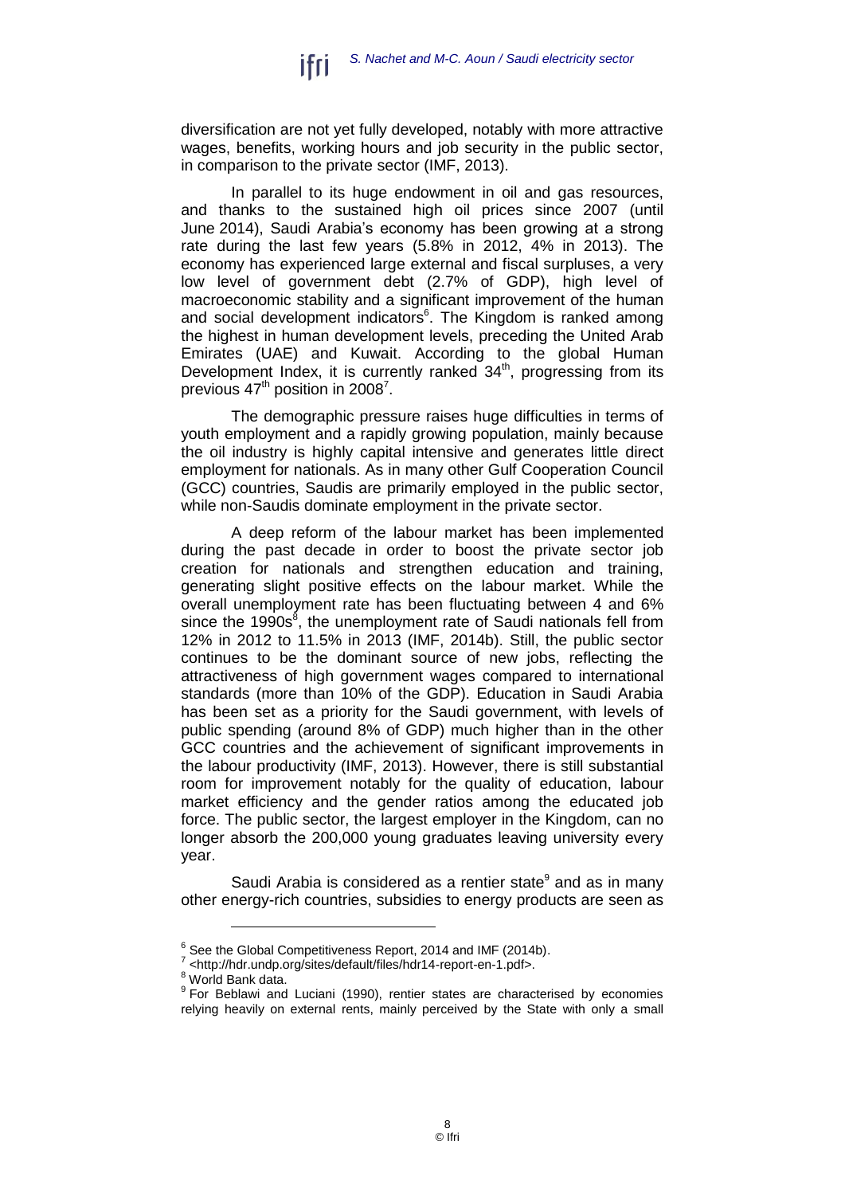diversification are not yet fully developed, notably with more attractive wages, benefits, working hours and job security in the public sector, in comparison to the private sector (IMF, 2013).

In parallel to its huge endowment in oil and gas resources, and thanks to the sustained high oil prices since 2007 (until June 2014), Saudi Arabia's economy has been growing at a strong rate during the last few years (5.8% in 2012, 4% in 2013). The economy has experienced large external and fiscal surpluses, a very low level of government debt (2.7% of GDP), high level of macroeconomic stability and a significant improvement of the human and social development indicators[6]. The Kingdom is ranked among the highest in human development levels, preceding the United Arab Emirates (UAE) and Kuwait. According to the global Human Development Index, it is currently ranked 34th, progressing from its previous 47th position in 2008[7].

The demographic pressure raises huge difficulties in terms of youth employment and a rapidly growing population, mainly because the oil industry is highly capital intensive and generates little direct employment for nationals. As in many other Gulf Cooperation Council (GCC) countries, Saudis are primarily employed in the public sector, while non-Saudis dominate employment in the private sector.

A deep reform of the labour market has been implemented during the past decade in order to boost the private sector job creation for nationals and strengthen education and training, generating slight positive effects on the labour market. While the overall unemployment rate has been fluctuating between 4 and 6% since the 1990s[8], the unemployment rate of Saudi nationals fell from 12% in 2012 to 11.5% in 2013 (IMF, 2014b). Still, the public sector continues to be the dominant source of new jobs, reflecting the attractiveness of high government wages compared to international standards (more than 10% of the GDP). Education in Saudi Arabia has been set as a priority for the Saudi government, with levels of public spending (around 8% of GDP) much higher than in the other GCC countries and the achievement of significant improvements in the labour productivity (IMF, 2013). However, there is still substantial room for improvement notably for the quality of education, labour market efficiency and the gender ratios among the educated job force. The public sector, the largest employer in the Kingdom, can no longer absorb the 200,000 young graduates leaving university every year.

Saudi Arabia is considered as a rentier state[9] and as in many other energy-rich countries, subsidies to energy products are seen as

---

[6] See the Global Competitiveness Report, 2014 and IMF (2014b).

[7] <http://hdr.undp.org/sites/default/files/hdr14-report-en-1.pdf>.

[8] World Bank data.

[9] For Beblawi and Luciani (1990), rentier states are characterised by economies relying heavily on external rents, mainly perceived by the State with only a small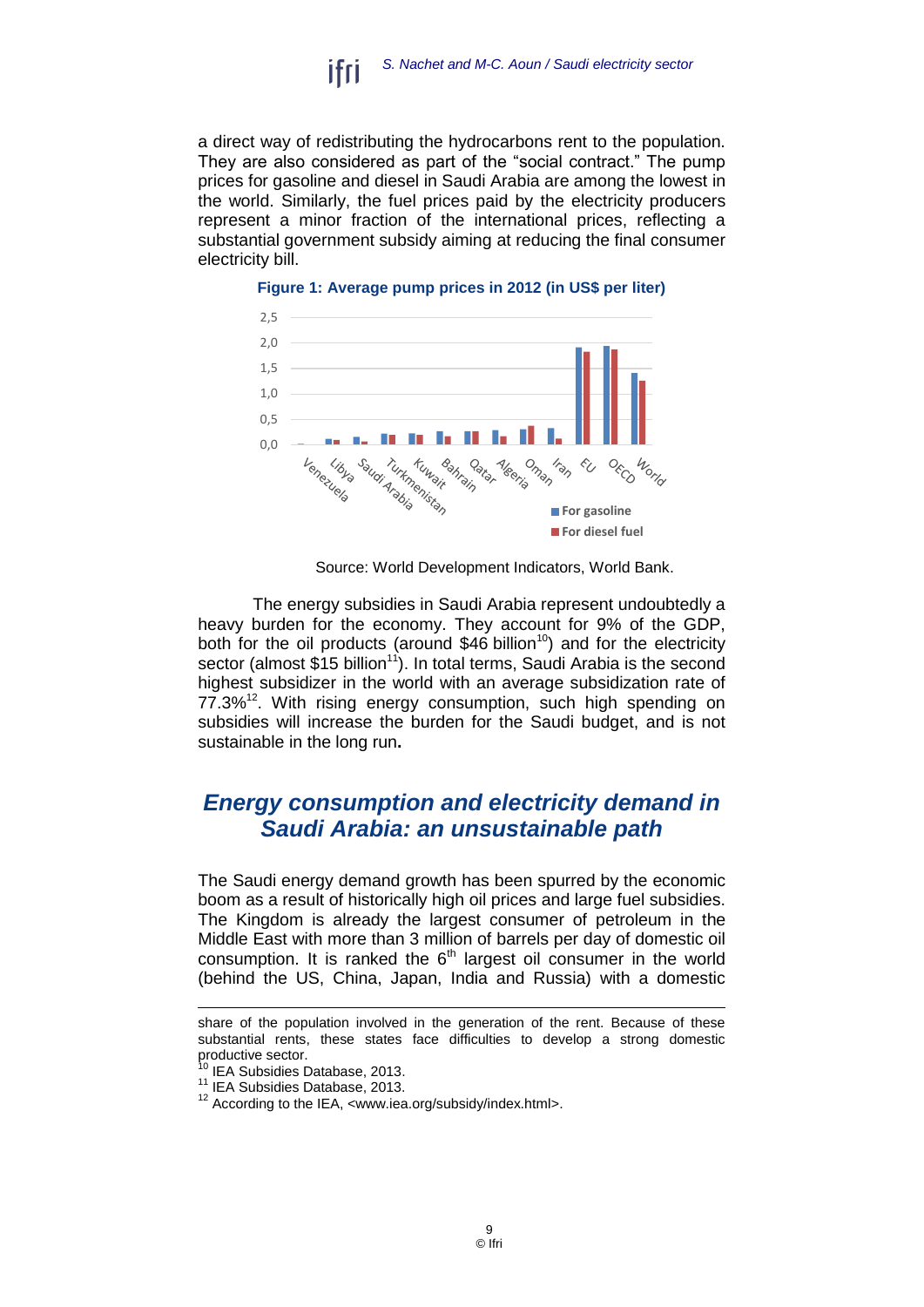a direct way of redistributing the hydrocarbons rent to the population. They are also considered as part of the "social contract." The pump prices for gasoline and diesel in Saudi Arabia are among the lowest in the world. Similarly, the fuel prices paid by the electricity producers represent a minor fraction of the international prices, reflecting a substantial government subsidy aiming at reducing the final consumer electricity bill.

**Figure 1: Average pump prices in 2012 (in US$ per liter)**

2,5
2,0
1,5
1,0
0,5
0,0

Venezuela
Libya
Saudi Arabia
Turkmenistan
Kuwait
Bahrain
Qatar
Algeria
Oman
Iran
EU
OECD
World

For gasoline
For diesel fuel

Source: World Development Indicators, World Bank.

The energy subsidies in Saudi Arabia represent undoubtedly a heavy burden for the economy. They account for 9% of the GDP, both for the oil products (around \$46 billion[10]) and for the electricity sector (almost \$15 billion[11]). In total terms, Saudi Arabia is the second highest subsidizer in the world with an average subsidization rate of 77.3%[12]. With rising energy consumption, such high spending on subsidies will increase the burden for the Saudi budget, and is not sustainable in the long run**.**

## *Energy consumption and electricity demand in Saudi Arabia: an unsustainable path*

The Saudi energy demand growth has been spurred by the economic boom as a result of historically high oil prices and large fuel subsidies. The Kingdom is already the largest consumer of petroleum in the Middle East with more than 3 million of barrels per day of domestic oil consumption. It is ranked the 6th largest oil consumer in the world (behind the US, China, Japan, India and Russia) with a domestic

---

share of the population involved in the generation of the rent. Because of these substantial rents, these states face difficulties to develop a strong domestic productive sector.

[10] IEA Subsidies Database, 2013.

[11] IEA Subsidies Database, 2013.

[12] According to the IEA, <www.iea.org/subsidy/index.html>.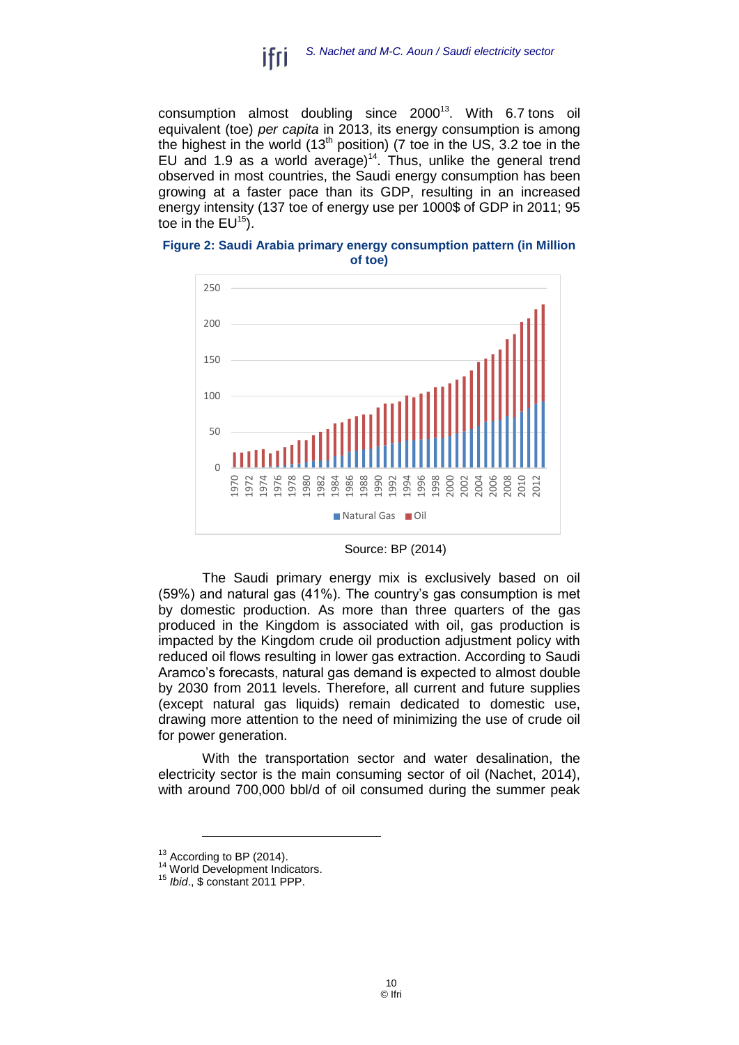consumption almost doubling since 2000[13]. With 6.7 tons oil equivalent (toe) *per capita* in 2013, its energy consumption is among the highest in the world (13th position) (7 toe in the US, 3.2 toe in the EU and 1.9 as a world average)[14]. Thus, unlike the general trend observed in most countries, the Saudi energy consumption has been growing at a faster pace than its GDP, resulting in an increased energy intensity (137 toe of energy use per 1000$ of GDP in 2011; 95 toe in the EU[15]).

**Figure 2: Saudi Arabia primary energy consumption pattern (in Million of toe)**

250
200
150
100
50
0

1970 1972 1974 1976 1978 1980 1982 1984 1986 1988 1990 1992 1994 1996 1998 2000 2002 2004 2006 2008 2010 2012

Natural Gas Oil

Source: BP (2014)

The Saudi primary energy mix is exclusively based on oil (59%) and natural gas (41%). The country's gas consumption is met by domestic production. As more than three quarters of the gas produced in the Kingdom is associated with oil, gas production is impacted by the Kingdom crude oil production adjustment policy with reduced oil flows resulting in lower gas extraction. According to Saudi Aramco's forecasts, natural gas demand is expected to almost double by 2030 from 2011 levels. Therefore, all current and future supplies (except natural gas liquids) remain dedicated to domestic use, drawing more attention to the need of minimizing the use of crude oil for power generation.

With the transportation sector and water desalination, the electricity sector is the main consuming sector of oil (Nachet, 2014), with around 700,000 bbl/d of oil consumed during the summer peak

---

[13] According to BP (2014).

[14] World Development Indicators.

[15] *Ibid*., $ constant 2011 PPP.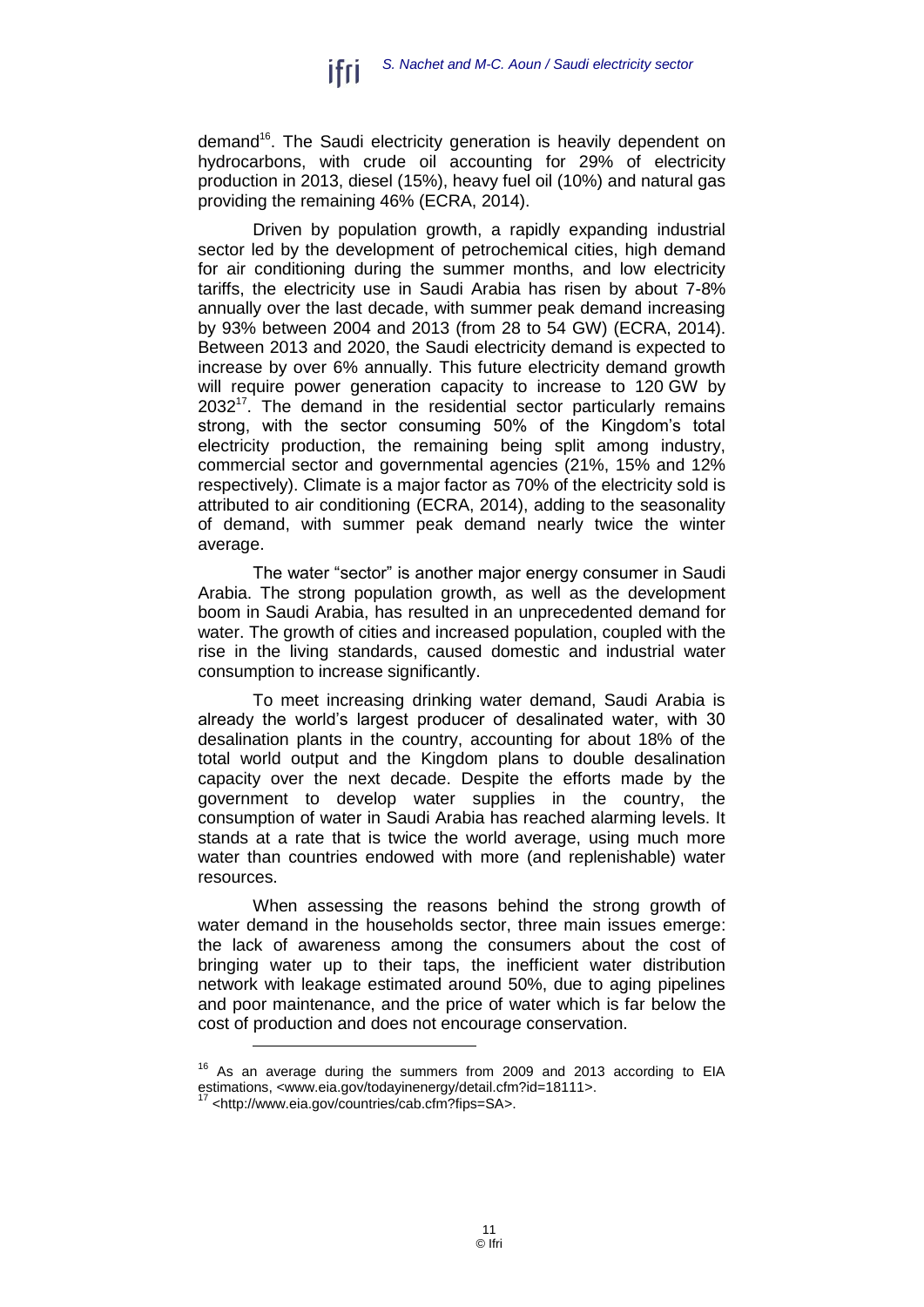demand[16]. The Saudi electricity generation is heavily dependent on hydrocarbons, with crude oil accounting for 29% of electricity production in 2013, diesel (15%), heavy fuel oil (10%) and natural gas providing the remaining 46% (ECRA, 2014).

Driven by population growth, a rapidly expanding industrial sector led by the development of petrochemical cities, high demand for air conditioning during the summer months, and low electricity tariffs, the electricity use in Saudi Arabia has risen by about 7-8% annually over the last decade, with summer peak demand increasing by 93% between 2004 and 2013 (from 28 to 54 GW) (ECRA, 2014). Between 2013 and 2020, the Saudi electricity demand is expected to increase by over 6% annually. This future electricity demand growth will require power generation capacity to increase to 120 GW by 2032[17]. The demand in the residential sector particularly remains strong, with the sector consuming 50% of the Kingdom's total electricity production, the remaining being split among industry, commercial sector and governmental agencies (21%, 15% and 12% respectively). Climate is a major factor as 70% of the electricity sold is attributed to air conditioning (ECRA, 2014), adding to the seasonality of demand, with summer peak demand nearly twice the winter average.

The water "sector" is another major energy consumer in Saudi Arabia. The strong population growth, as well as the development boom in Saudi Arabia, has resulted in an unprecedented demand for water. The growth of cities and increased population, coupled with the rise in the living standards, caused domestic and industrial water consumption to increase significantly.

To meet increasing drinking water demand, Saudi Arabia is already the world's largest producer of desalinated water, with 30 desalination plants in the country, accounting for about 18% of the total world output and the Kingdom plans to double desalination capacity over the next decade. Despite the efforts made by the government to develop water supplies in the country, the consumption of water in Saudi Arabia has reached alarming levels. It stands at a rate that is twice the world average, using much more water than countries endowed with more (and replenishable) water resources.

When assessing the reasons behind the strong growth of water demand in the households sector, three main issues emerge: the lack of awareness among the consumers about the cost of bringing water up to their taps, the inefficient water distribution network with leakage estimated around 50%, due to aging pipelines and poor maintenance, and the price of water which is far below the cost of production and does not encourage conservation.

---

[16] As an average during the summers from 2009 and 2013 according to EIA estimations, <www.eia.gov/todayinenergy/detail.cfm?id=18111>.

[17] <http://www.eia.gov/countries/cab.cfm?fips=SA>.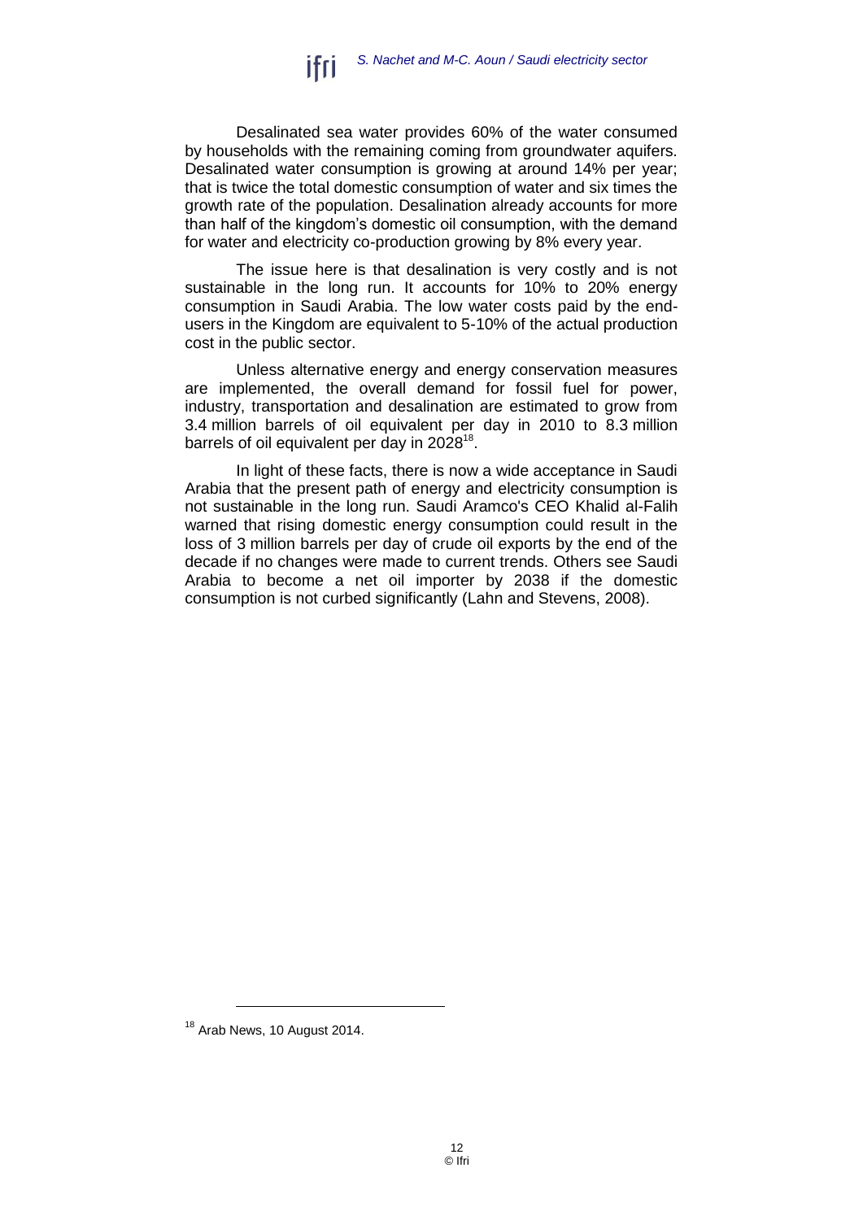Desalinated sea water provides 60% of the water consumed by households with the remaining coming from groundwater aquifers. Desalinated water consumption is growing at around 14% per year; that is twice the total domestic consumption of water and six times the growth rate of the population. Desalination already accounts for more than half of the kingdom's domestic oil consumption, with the demand for water and electricity co-production growing by 8% every year.

The issue here is that desalination is very costly and is not sustainable in the long run. It accounts for 10% to 20% energy consumption in Saudi Arabia. The low water costs paid by the end-users in the Kingdom are equivalent to 5-10% of the actual production cost in the public sector.

Unless alternative energy and energy conservation measures are implemented, the overall demand for fossil fuel for power, industry, transportation and desalination are estimated to grow from 3.4 million barrels of oil equivalent per day in 2010 to 8.3 million barrels of oil equivalent per day in 2028[18].

In light of these facts, there is now a wide acceptance in Saudi Arabia that the present path of energy and electricity consumption is not sustainable in the long run. Saudi Aramco's CEO Khalid al-Falih warned that rising domestic energy consumption could result in the loss of 3 million barrels per day of crude oil exports by the end of the decade if no changes were made to current trends. Others see Saudi Arabia to become a net oil importer by 2038 if the domestic consumption is not curbed significantly (Lahn and Stevens, 2008).

---

[18] Arab News, 10 August 2014.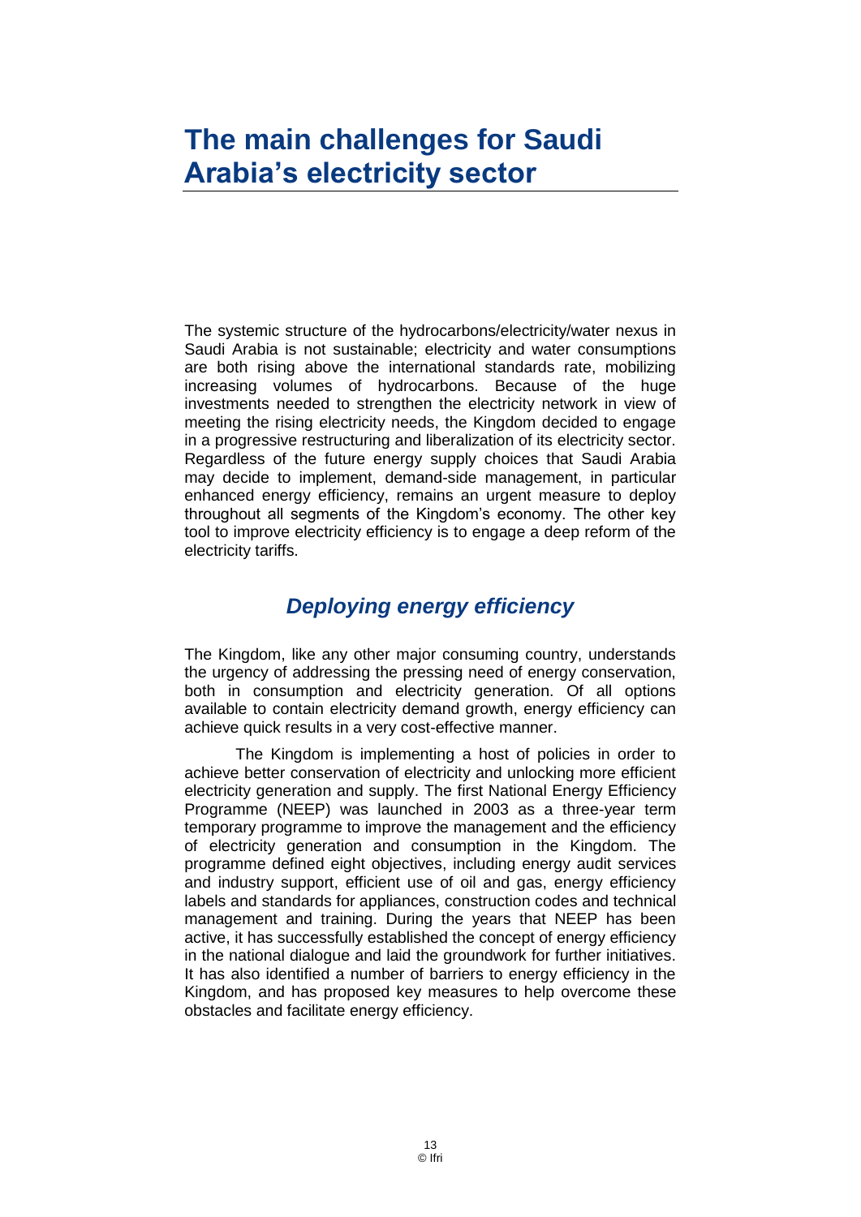# The main challenges for Saudi Arabia's electricity sector

The systemic structure of the hydrocarbons/electricity/water nexus in Saudi Arabia is not sustainable; electricity and water consumptions are both rising above the international standards rate, mobilizing increasing volumes of hydrocarbons. Because of the huge investments needed to strengthen the electricity network in view of meeting the rising electricity needs, the Kingdom decided to engage in a progressive restructuring and liberalization of its electricity sector. Regardless of the future energy supply choices that Saudi Arabia may decide to implement, demand-side management, in particular enhanced energy efficiency, remains an urgent measure to deploy throughout all segments of the Kingdom's economy. The other key tool to improve electricity efficiency is to engage a deep reform of the electricity tariffs.

## *Deploying energy efficiency*

The Kingdom, like any other major consuming country, understands the urgency of addressing the pressing need of energy conservation, both in consumption and electricity generation. Of all options available to contain electricity demand growth, energy efficiency can achieve quick results in a very cost-effective manner.

The Kingdom is implementing a host of policies in order to achieve better conservation of electricity and unlocking more efficient electricity generation and supply. The first National Energy Efficiency Programme (NEEP) was launched in 2003 as a three-year term temporary programme to improve the management and the efficiency of electricity generation and consumption in the Kingdom. The programme defined eight objectives, including energy audit services and industry support, efficient use of oil and gas, energy efficiency labels and standards for appliances, construction codes and technical management and training. During the years that NEEP has been active, it has successfully established the concept of energy efficiency in the national dialogue and laid the groundwork for further initiatives. It has also identified a number of barriers to energy efficiency in the Kingdom, and has proposed key measures to help overcome these obstacles and facilitate energy efficiency.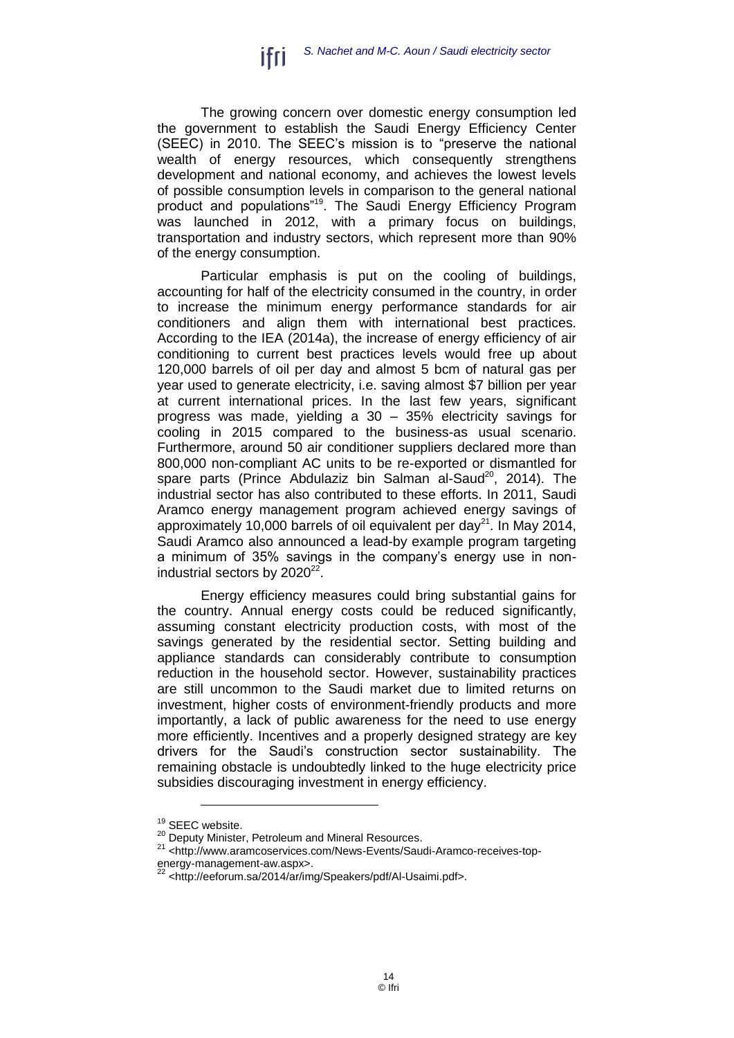The growing concern over domestic energy consumption led the government to establish the Saudi Energy Efficiency Center (SEEC) in 2010. The SEEC's mission is to "preserve the national wealth of energy resources, which consequently strengthens development and national economy, and achieves the lowest levels of possible consumption levels in comparison to the general national product and populations"[19]. The Saudi Energy Efficiency Program was launched in 2012, with a primary focus on buildings, transportation and industry sectors, which represent more than 90% of the energy consumption.

Particular emphasis is put on the cooling of buildings, accounting for half of the electricity consumed in the country, in order to increase the minimum energy performance standards for air conditioners and align them with international best practices. According to the IEA (2014a), the increase of energy efficiency of air conditioning to current best practices levels would free up about 120,000 barrels of oil per day and almost 5 bcm of natural gas per year used to generate electricity, i.e. saving almost $7 billion per year at current international prices. In the last few years, significant progress was made, yielding a 30 – 35% electricity savings for cooling in 2015 compared to the business-as usual scenario. Furthermore, around 50 air conditioner suppliers declared more than 800,000 non-compliant AC units to be re-exported or dismantled for spare parts (Prince Abdulaziz bin Salman al-Saud[20], 2014). The industrial sector has also contributed to these efforts. In 2011, Saudi Aramco energy management program achieved energy savings of approximately 10,000 barrels of oil equivalent per day[21]. In May 2014, Saudi Aramco also announced a lead-by example program targeting a minimum of 35% savings in the company's energy use in non-industrial sectors by 2020[22].

Energy efficiency measures could bring substantial gains for the country. Annual energy costs could be reduced significantly, assuming constant electricity production costs, with most of the savings generated by the residential sector. Setting building and appliance standards can considerably contribute to consumption reduction in the household sector. However, sustainability practices are still uncommon to the Saudi market due to limited returns on investment, higher costs of environment-friendly products and more importantly, a lack of public awareness for the need to use energy more efficiently. Incentives and a properly designed strategy are key drivers for the Saudi's construction sector sustainability. The remaining obstacle is undoubtedly linked to the huge electricity price subsidies discouraging investment in energy efficiency.

---

[19] SEEC website.

[20] Deputy Minister, Petroleum and Mineral Resources.

[21] <http://www.aramcoservices.com/News-Events/Saudi-Aramco-receives-top-energy-management-aw.aspx>.

[22] <http://eeforum.sa/2014/ar/img/Speakers/pdf/Al-Usaimi.pdf>.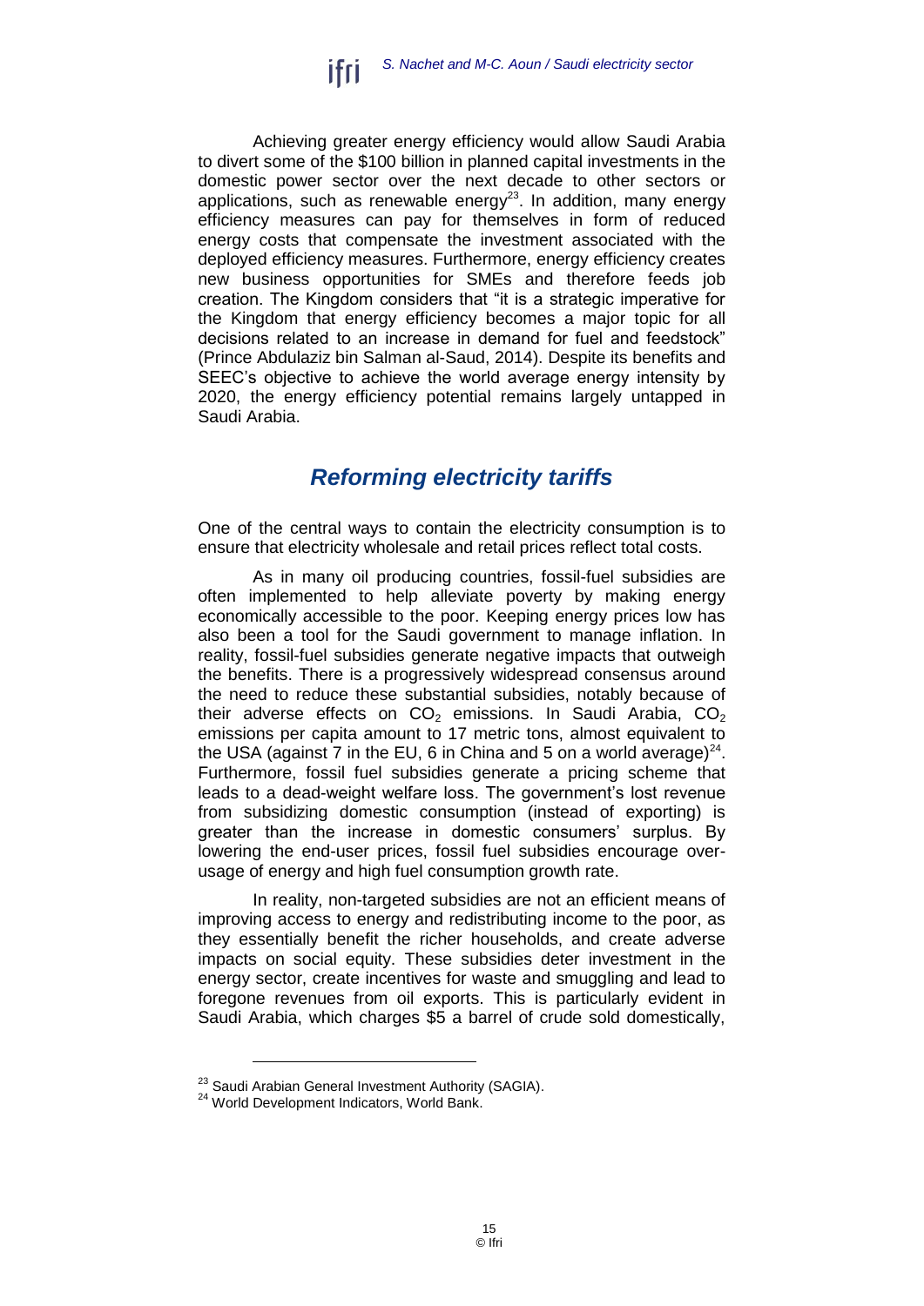Achieving greater energy efficiency would allow Saudi Arabia to divert some of the $100 billion in planned capital investments in the domestic power sector over the next decade to other sectors or applications, such as renewable energy[23]. In addition, many energy efficiency measures can pay for themselves in form of reduced energy costs that compensate the investment associated with the deployed efficiency measures. Furthermore, energy efficiency creates new business opportunities for SMEs and therefore feeds job creation. The Kingdom considers that "it is a strategic imperative for the Kingdom that energy efficiency becomes a major topic for all decisions related to an increase in demand for fuel and feedstock" (Prince Abdulaziz bin Salman al-Saud, 2014). Despite its benefits and SEEC's objective to achieve the world average energy intensity by 2020, the energy efficiency potential remains largely untapped in Saudi Arabia.

## *Reforming electricity tariffs*

One of the central ways to contain the electricity consumption is to ensure that electricity wholesale and retail prices reflect total costs.

As in many oil producing countries, fossil-fuel subsidies are often implemented to help alleviate poverty by making energy economically accessible to the poor. Keeping energy prices low has also been a tool for the Saudi government to manage inflation. In reality, fossil-fuel subsidies generate negative impacts that outweigh the benefits. There is a progressively widespread consensus around the need to reduce these substantial subsidies, notably because of their adverse effects on $CO_2$ emissions. In Saudi Arabia, $CO_2$ emissions per capita amount to 17 metric tons, almost equivalent to the USA (against 7 in the EU, 6 in China and 5 on a world average)[24]. Furthermore, fossil fuel subsidies generate a pricing scheme that leads to a dead-weight welfare loss. The government's lost revenue from subsidizing domestic consumption (instead of exporting) is greater than the increase in domestic consumers' surplus. By lowering the end-user prices, fossil fuel subsidies encourage over-usage of energy and high fuel consumption growth rate.

In reality, non-targeted subsidies are not an efficient means of improving access to energy and redistributing income to the poor, as they essentially benefit the richer households, and create adverse impacts on social equity. These subsidies deter investment in the energy sector, create incentives for waste and smuggling and lead to foregone revenues from oil exports. This is particularly evident in Saudi Arabia, which charges $5 a barrel of crude sold domestically,

---

[23] Saudi Arabian General Investment Authority (SAGIA).

[24] World Development Indicators, World Bank.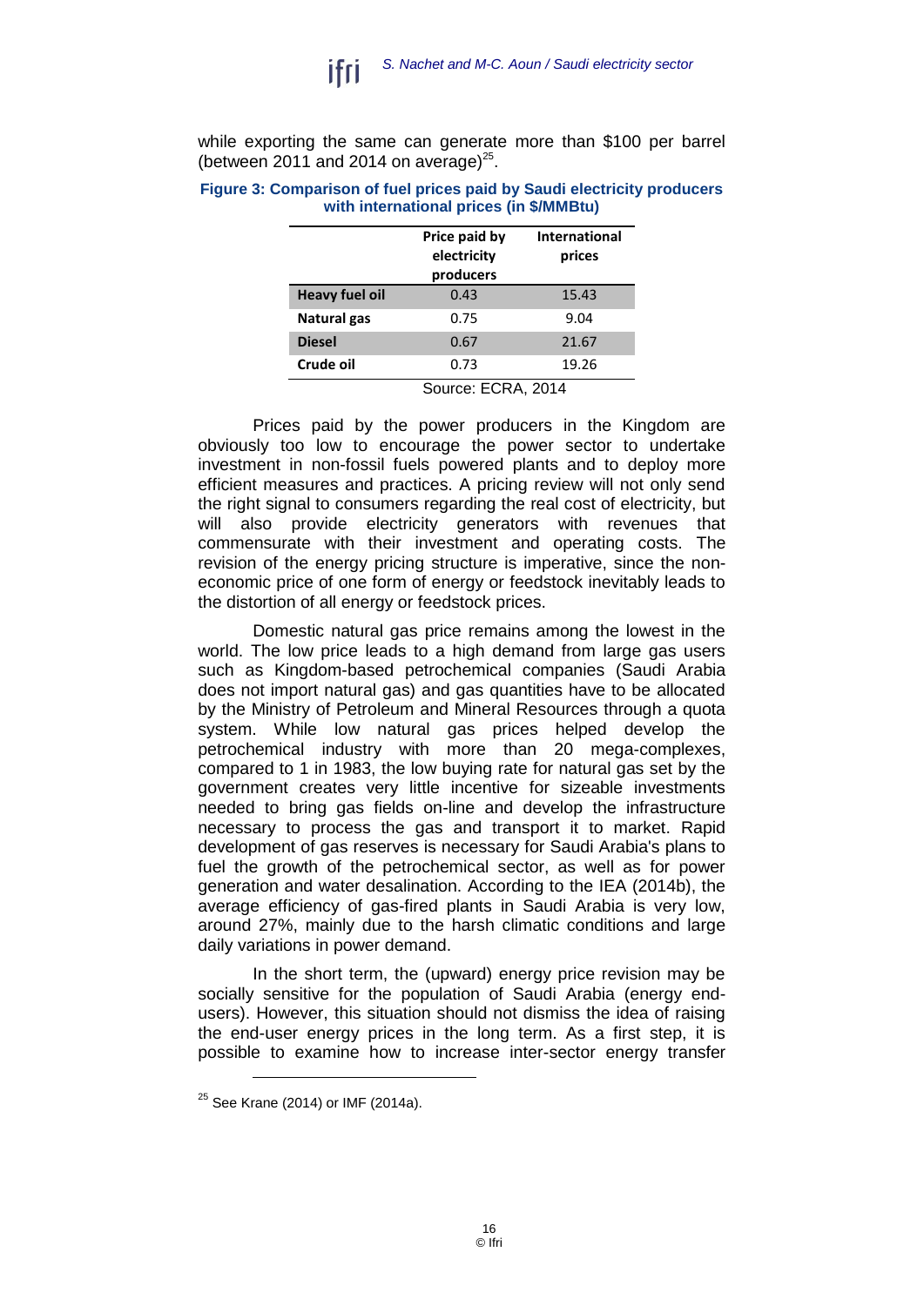while exporting the same can generate more than $100 per barrel (between 2011 and 2014 on average)[25].

**Figure 3: Comparison of fuel prices paid by Saudi electricity producers with international prices (in $/MMBtu)**

| | Price paid by electricity producers | International prices |
|---|---|---|
| **Heavy fuel oil** | 0.43 | 15.43 |
| **Natural gas** | 0.75 | 9.04 |
| **Diesel** | 0.67 | 21.67 |
| **Crude oil** | 0.73 | 19.26 |

Source: ECRA, 2014

Prices paid by the power producers in the Kingdom are obviously too low to encourage the power sector to undertake investment in non-fossil fuels powered plants and to deploy more efficient measures and practices. A pricing review will not only send the right signal to consumers regarding the real cost of electricity, but will also provide electricity generators with revenues that commensurate with their investment and operating costs. The revision of the energy pricing structure is imperative, since the non-economic price of one form of energy or feedstock inevitably leads to the distortion of all energy or feedstock prices.

Domestic natural gas price remains among the lowest in the world. The low price leads to a high demand from large gas users such as Kingdom-based petrochemical companies (Saudi Arabia does not import natural gas) and gas quantities have to be allocated by the Ministry of Petroleum and Mineral Resources through a quota system. While low natural gas prices helped develop the petrochemical industry with more than 20 mega-complexes, compared to 1 in 1983, the low buying rate for natural gas set by the government creates very little incentive for sizeable investments needed to bring gas fields on-line and develop the infrastructure necessary to process the gas and transport it to market. Rapid development of gas reserves is necessary for Saudi Arabia's plans to fuel the growth of the petrochemical sector, as well as for power generation and water desalination. According to the IEA (2014b), the average efficiency of gas-fired plants in Saudi Arabia is very low, around 27%, mainly due to the harsh climatic conditions and large daily variations in power demand.

In the short term, the (upward) energy price revision may be socially sensitive for the population of Saudi Arabia (energy end-users). However, this situation should not dismiss the idea of raising the end-user energy prices in the long term. As a first step, it is possible to examine how to increase inter-sector energy transfer

[25] See Krane (2014) or IMF (2014a).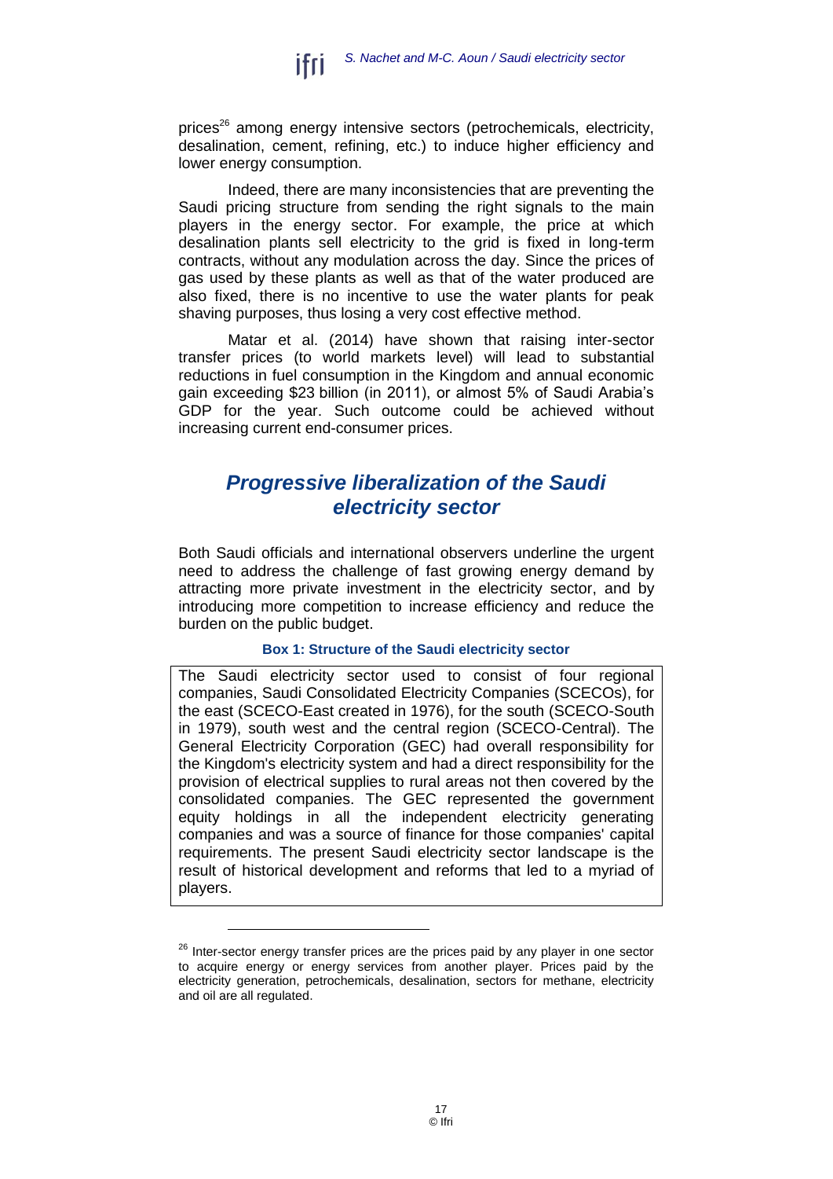prices[26] among energy intensive sectors (petrochemicals, electricity, desalination, cement, refining, etc.) to induce higher efficiency and lower energy consumption.

Indeed, there are many inconsistencies that are preventing the Saudi pricing structure from sending the right signals to the main players in the energy sector. For example, the price at which desalination plants sell electricity to the grid is fixed in long-term contracts, without any modulation across the day. Since the prices of gas used by these plants as well as that of the water produced are also fixed, there is no incentive to use the water plants for peak shaving purposes, thus losing a very cost effective method.

Matar et al. (2014) have shown that raising inter-sector transfer prices (to world markets level) will lead to substantial reductions in fuel consumption in the Kingdom and annual economic gain exceeding $23 billion (in 2011), or almost 5% of Saudi Arabia's GDP for the year. Such outcome could be achieved without increasing current end-consumer prices.

## *Progressive liberalization of the Saudi electricity sector*

Both Saudi officials and international observers underline the urgent need to address the challenge of fast growing energy demand by attracting more private investment in the electricity sector, and by introducing more competition to increase efficiency and reduce the burden on the public budget.

**Box 1: Structure of the Saudi electricity sector**

> The Saudi electricity sector used to consist of four regional companies, Saudi Consolidated Electricity Companies (SCECOs), for the east (SCECO-East created in 1976), for the south (SCECO-South in 1979), south west and the central region (SCECO-Central). The General Electricity Corporation (GEC) had overall responsibility for the Kingdom's electricity system and had a direct responsibility for the provision of electrical supplies to rural areas not then covered by the consolidated companies. The GEC represented the government equity holdings in all the independent electricity generating companies and was a source of finance for those companies' capital requirements. The present Saudi electricity sector landscape is the result of historical development and reforms that led to a myriad of players.

[26] Inter-sector energy transfer prices are the prices paid by any player in one sector to acquire energy or energy services from another player. Prices paid by the electricity generation, petrochemicals, desalination, sectors for methane, electricity and oil are all regulated.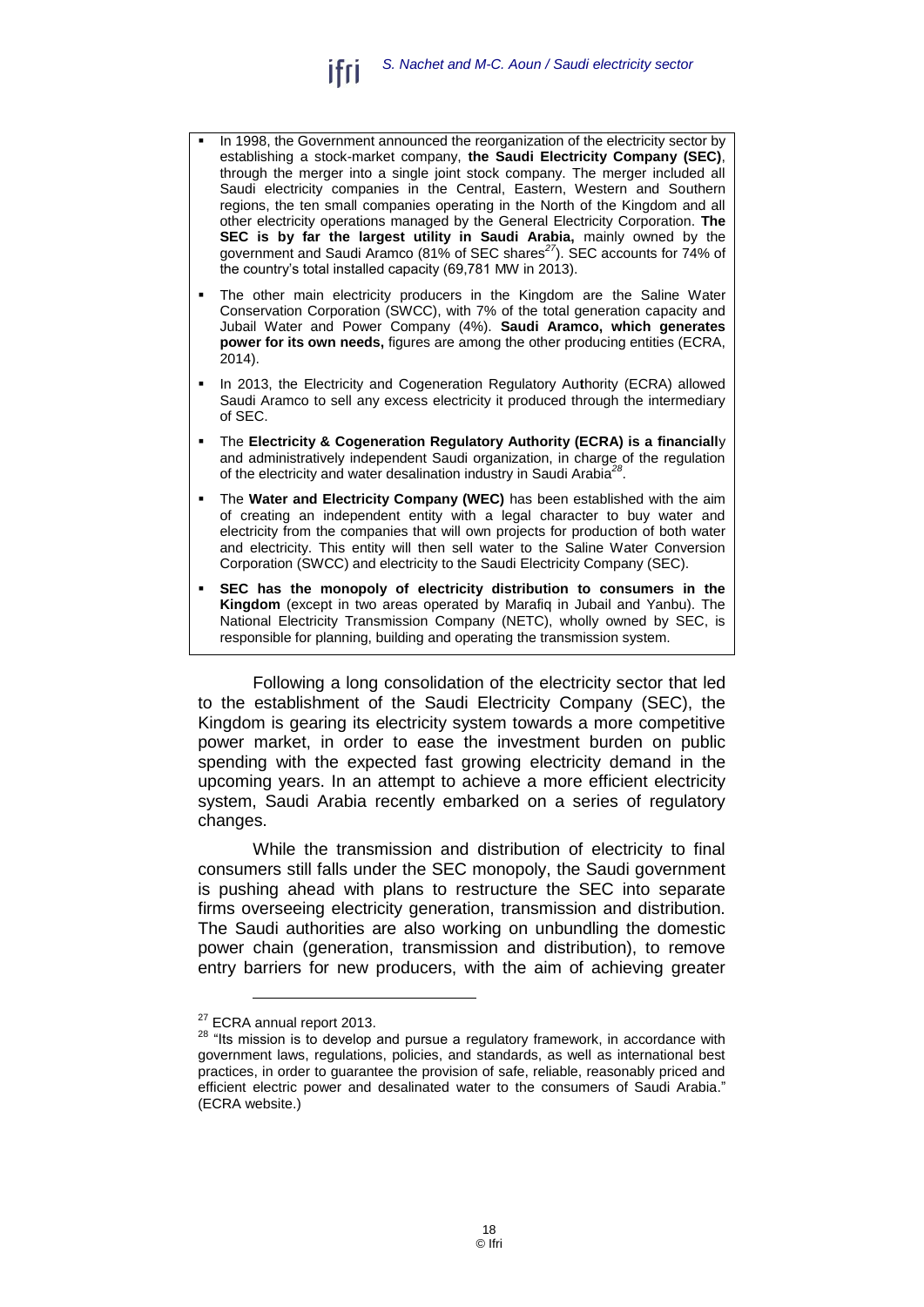- In 1998, the Government announced the reorganization of the electricity sector by establishing a stock-market company, **the Saudi Electricity Company (SEC)**, through the merger into a single joint stock company. The merger included all Saudi electricity companies in the Central, Eastern, Western and Southern regions, the ten small companies operating in the North of the Kingdom and all other electricity operations managed by the General Electricity Corporation. **The SEC is by far the largest utility in Saudi Arabia,** mainly owned by the government and Saudi Aramco (81% of SEC shares[27]). SEC accounts for 74% of the country's total installed capacity (69,781 MW in 2013).
- The other main electricity producers in the Kingdom are the Saline Water Conservation Corporation (SWCC), with 7% of the total generation capacity and Jubail Water and Power Company (4%). **Saudi Aramco, which generates power for its own needs,** figures are among the other producing entities (ECRA, 2014).
- In 2013, the Electricity and Cogeneration Regulatory Authority (ECRA) allowed Saudi Aramco to sell any excess electricity it produced through the intermediary of SEC.
- The **Electricity & Cogeneration Regulatory Authority (ECRA) is a financiall**y and administratively independent Saudi organization, in charge of the regulation of the electricity and water desalination industry in Saudi Arabia[28].
- The **Water and Electricity Company (WEC)** has been established with the aim of creating an independent entity with a legal character to buy water and electricity from the companies that will own projects for production of both water and electricity. This entity will then sell water to the Saline Water Conversion Corporation (SWCC) and electricity to the Saudi Electricity Company (SEC).
- **SEC has the monopoly of electricity distribution to consumers in the Kingdom** (except in two areas operated by Marafiq in Jubail and Yanbu). The National Electricity Transmission Company (NETC), wholly owned by SEC, is responsible for planning, building and operating the transmission system.

Following a long consolidation of the electricity sector that led to the establishment of the Saudi Electricity Company (SEC), the Kingdom is gearing its electricity system towards a more competitive power market, in order to ease the investment burden on public spending with the expected fast growing electricity demand in the upcoming years. In an attempt to achieve a more efficient electricity system, Saudi Arabia recently embarked on a series of regulatory changes.

While the transmission and distribution of electricity to final consumers still falls under the SEC monopoly, the Saudi government is pushing ahead with plans to restructure the SEC into separate firms overseeing electricity generation, transmission and distribution. The Saudi authorities are also working on unbundling the domestic power chain (generation, transmission and distribution), to remove entry barriers for new producers, with the aim of achieving greater

---

[27] ECRA annual report 2013.

[28] "Its mission is to develop and pursue a regulatory framework, in accordance with government laws, regulations, policies, and standards, as well as international best practices, in order to guarantee the provision of safe, reliable, reasonably priced and efficient electric power and desalinated water to the consumers of Saudi Arabia." (ECRA website.)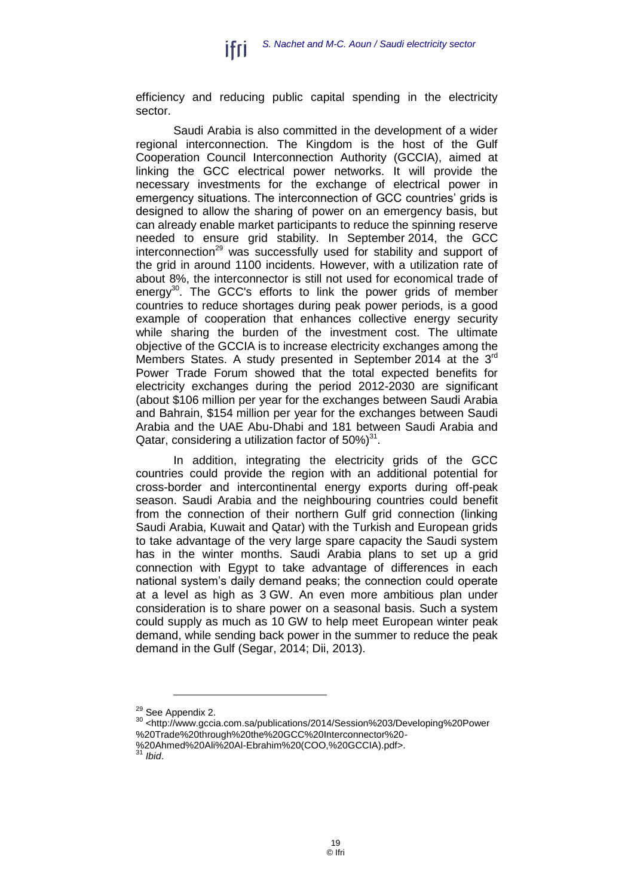efficiency and reducing public capital spending in the electricity sector.

Saudi Arabia is also committed in the development of a wider regional interconnection. The Kingdom is the host of the Gulf Cooperation Council Interconnection Authority (GCCIA), aimed at linking the GCC electrical power networks. It will provide the necessary investments for the exchange of electrical power in emergency situations. The interconnection of GCC countries' grids is designed to allow the sharing of power on an emergency basis, but can already enable market participants to reduce the spinning reserve needed to ensure grid stability. In September 2014, the GCC interconnection[29] was successfully used for stability and support of the grid in around 1100 incidents. However, with a utilization rate of about 8%, the interconnector is still not used for economical trade of energy[30]. The GCC's efforts to link the power grids of member countries to reduce shortages during peak power periods, is a good example of cooperation that enhances collective energy security while sharing the burden of the investment cost. The ultimate objective of the GCCIA is to increase electricity exchanges among the Members States. A study presented in September 2014 at the 3rd Power Trade Forum showed that the total expected benefits for electricity exchanges during the period 2012-2030 are significant (about $106 million per year for the exchanges between Saudi Arabia and Bahrain, $154 million per year for the exchanges between Saudi Arabia and the UAE Abu-Dhabi and 181 between Saudi Arabia and Qatar, considering a utilization factor of 50%)[31].

In addition, integrating the electricity grids of the GCC countries could provide the region with an additional potential for cross-border and intercontinental energy exports during off-peak season. Saudi Arabia and the neighbouring countries could benefit from the connection of their northern Gulf grid connection (linking Saudi Arabia, Kuwait and Qatar) with the Turkish and European grids to take advantage of the very large spare capacity the Saudi system has in the winter months. Saudi Arabia plans to set up a grid connection with Egypt to take advantage of differences in each national system's daily demand peaks; the connection could operate at a level as high as 3 GW. An even more ambitious plan under consideration is to share power on a seasonal basis. Such a system could supply as much as 10 GW to help meet European winter peak demand, while sending back power in the summer to reduce the peak demand in the Gulf (Segar, 2014; Dii, 2013).

---

[29] See Appendix 2.

[30] <http://www.gccia.com.sa/publications/2014/Session%203/Developing%20Power%20Trade%20through%20the%20GCC%20Interconnector%20-%20Ahmed%20Ali%20Al-Ebrahim%20(COO,%20GCCIA).pdf>.

[31] *Ibid*.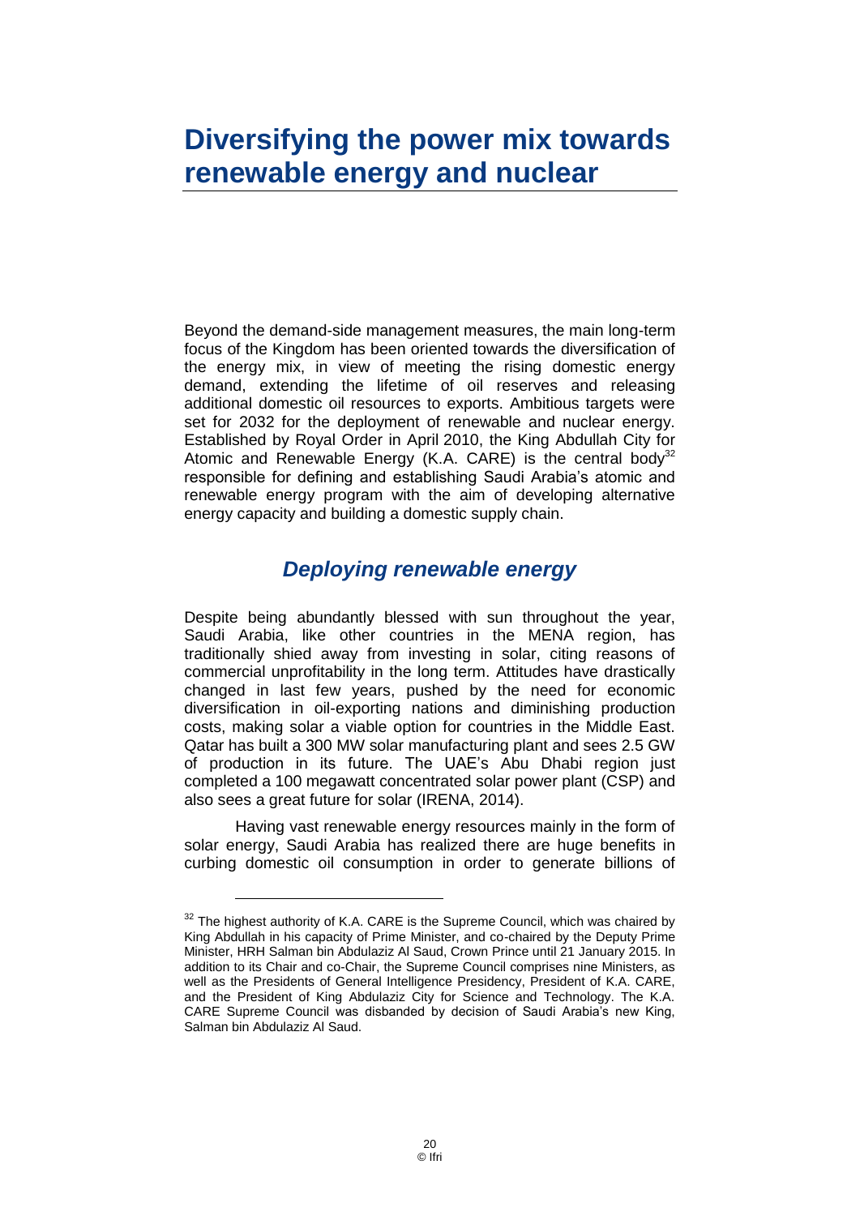# Diversifying the power mix towards renewable energy and nuclear

Beyond the demand-side management measures, the main long-term focus of the Kingdom has been oriented towards the diversification of the energy mix, in view of meeting the rising domestic energy demand, extending the lifetime of oil reserves and releasing additional domestic oil resources to exports. Ambitious targets were set for 2032 for the deployment of renewable and nuclear energy. Established by Royal Order in April 2010, the King Abdullah City for Atomic and Renewable Energy (K.A. CARE) is the central body[32] responsible for defining and establishing Saudi Arabia's atomic and renewable energy program with the aim of developing alternative energy capacity and building a domestic supply chain.

## *Deploying renewable energy*

Despite being abundantly blessed with sun throughout the year, Saudi Arabia, like other countries in the MENA region, has traditionally shied away from investing in solar, citing reasons of commercial unprofitability in the long term. Attitudes have drastically changed in last few years, pushed by the need for economic diversification in oil-exporting nations and diminishing production costs, making solar a viable option for countries in the Middle East. Qatar has built a 300 MW solar manufacturing plant and sees 2.5 GW of production in its future. The UAE's Abu Dhabi region just completed a 100 megawatt concentrated solar power plant (CSP) and also sees a great future for solar (IRENA, 2014).

Having vast renewable energy resources mainly in the form of solar energy, Saudi Arabia has realized there are huge benefits in curbing domestic oil consumption in order to generate billions of

[32] The highest authority of K.A. CARE is the Supreme Council, which was chaired by King Abdullah in his capacity of Prime Minister, and co-chaired by the Deputy Prime Minister, HRH Salman bin Abdulaziz Al Saud, Crown Prince until 21 January 2015. In addition to its Chair and co-Chair, the Supreme Council comprises nine Ministers, as well as the Presidents of General Intelligence Presidency, President of K.A. CARE, and the President of King Abdulaziz City for Science and Technology. The K.A. CARE Supreme Council was disbanded by decision of Saudi Arabia's new King, Salman bin Abdulaziz Al Saud.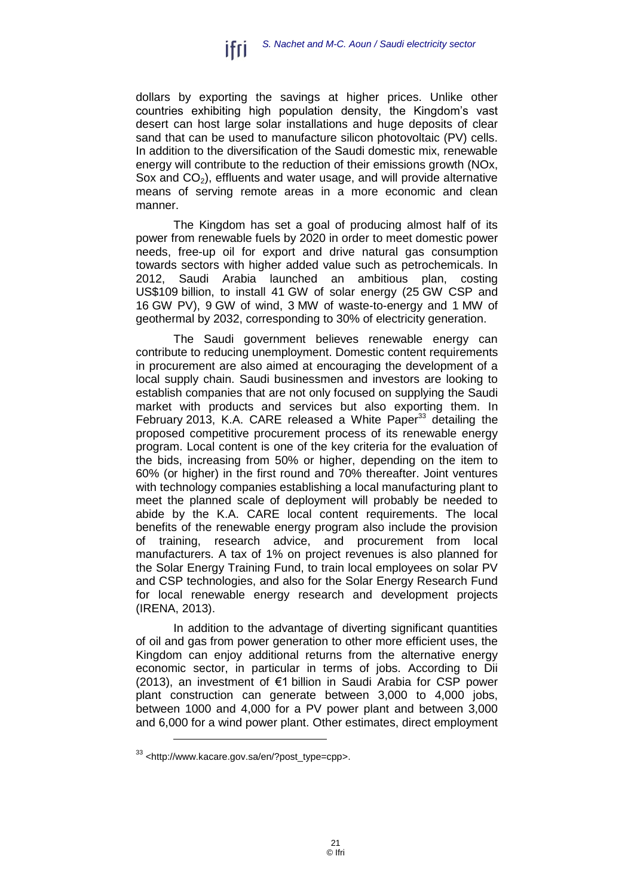dollars by exporting the savings at higher prices. Unlike other countries exhibiting high population density, the Kingdom's vast desert can host large solar installations and huge deposits of clear sand that can be used to manufacture silicon photovoltaic (PV) cells. In addition to the diversification of the Saudi domestic mix, renewable energy will contribute to the reduction of their emissions growth (NOx, Sox and $CO_2$), effluents and water usage, and will provide alternative means of serving remote areas in a more economic and clean manner.

The Kingdom has set a goal of producing almost half of its power from renewable fuels by 2020 in order to meet domestic power needs, free-up oil for export and drive natural gas consumption towards sectors with higher added value such as petrochemicals. In 2012, Saudi Arabia launched an ambitious plan, costing US$109 billion, to install 41 GW of solar energy (25 GW CSP and 16 GW PV), 9 GW of wind, 3 MW of waste-to-energy and 1 MW of geothermal by 2032, corresponding to 30% of electricity generation.

The Saudi government believes renewable energy can contribute to reducing unemployment. Domestic content requirements in procurement are also aimed at encouraging the development of a local supply chain. Saudi businessmen and investors are looking to establish companies that are not only focused on supplying the Saudi market with products and services but also exporting them. In February 2013, K.A. CARE released a White Paper[33] detailing the proposed competitive procurement process of its renewable energy program. Local content is one of the key criteria for the evaluation of the bids, increasing from 50% or higher, depending on the item to 60% (or higher) in the first round and 70% thereafter. Joint ventures with technology companies establishing a local manufacturing plant to meet the planned scale of deployment will probably be needed to abide by the K.A. CARE local content requirements. The local benefits of the renewable energy program also include the provision of training, research advice, and procurement from local manufacturers. A tax of 1% on project revenues is also planned for the Solar Energy Training Fund, to train local employees on solar PV and CSP technologies, and also for the Solar Energy Research Fund for local renewable energy research and development projects (IRENA, 2013).

In addition to the advantage of diverting significant quantities of oil and gas from power generation to other more efficient uses, the Kingdom can enjoy additional returns from the alternative energy economic sector, in particular in terms of jobs. According to Dii (2013), an investment of €1 billion in Saudi Arabia for CSP power plant construction can generate between 3,000 to 4,000 jobs, between 1000 and 4,000 for a PV power plant and between 3,000 and 6,000 for a wind power plant. Other estimates, direct employment

---

[33] <http://www.kacare.gov.sa/en/?post_type=cpp>.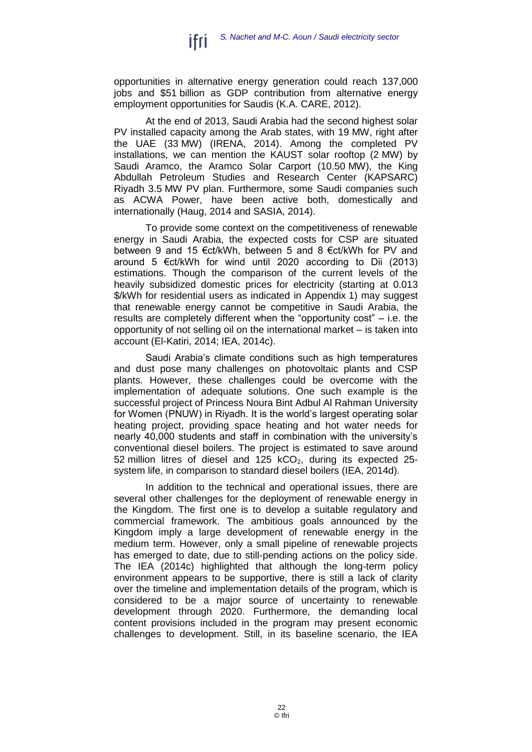opportunities in alternative energy generation could reach 137,000 jobs and \$51 billion as GDP contribution from alternative energy employment opportunities for Saudis (K.A. CARE, 2012).

At the end of 2013, Saudi Arabia had the second highest solar PV installed capacity among the Arab states, with 19 MW, right after the UAE (33 MW) (IRENA, 2014). Among the completed PV installations, we can mention the KAUST solar rooftop (2 MW) by Saudi Aramco, the Aramco Solar Carport (10.50 MW), the King Abdullah Petroleum Studies and Research Center (KAPSARC) Riyadh 3.5 MW PV plan. Furthermore, some Saudi companies such as ACWA Power, have been active both, domestically and internationally (Haug, 2014 and SASIA, 2014).

To provide some context on the competitiveness of renewable energy in Saudi Arabia, the expected costs for CSP are situated between 9 and 15 €ct/kWh, between 5 and 8 €ct/kWh for PV and around 5 €ct/kWh for wind until 2020 according to Dii (2013) estimations. Though the comparison of the current levels of the heavily subsidized domestic prices for electricity (starting at 0.013 \$/kWh for residential users as indicated in Appendix 1) may suggest that renewable energy cannot be competitive in Saudi Arabia, the results are completely different when the "opportunity cost" – i.e. the opportunity of not selling oil on the international market – is taken into account (El-Katiri, 2014; IEA, 2014c).

Saudi Arabia's climate conditions such as high temperatures and dust pose many challenges on photovoltaic plants and CSP plants. However, these challenges could be overcome with the implementation of adequate solutions. One such example is the successful project of Princess Noura Bint Adbul Al Rahman University for Women (PNUW) in Riyadh. It is the world's largest operating solar heating project, providing space heating and hot water needs for nearly 40,000 students and staff in combination with the university's conventional diesel boilers. The project is estimated to save around 52 million litres of diesel and 125 $kCO_2$, during its expected 25-system life, in comparison to standard diesel boilers (IEA, 2014d).

In addition to the technical and operational issues, there are several other challenges for the deployment of renewable energy in the Kingdom. The first one is to develop a suitable regulatory and commercial framework. The ambitious goals announced by the Kingdom imply a large development of renewable energy in the medium term. However, only a small pipeline of renewable projects has emerged to date, due to still-pending actions on the policy side. The IEA (2014c) highlighted that although the long-term policy environment appears to be supportive, there is still a lack of clarity over the timeline and implementation details of the program, which is considered to be a major source of uncertainty to renewable development through 2020. Furthermore, the demanding local content provisions included in the program may present economic challenges to development. Still, in its baseline scenario, the IEA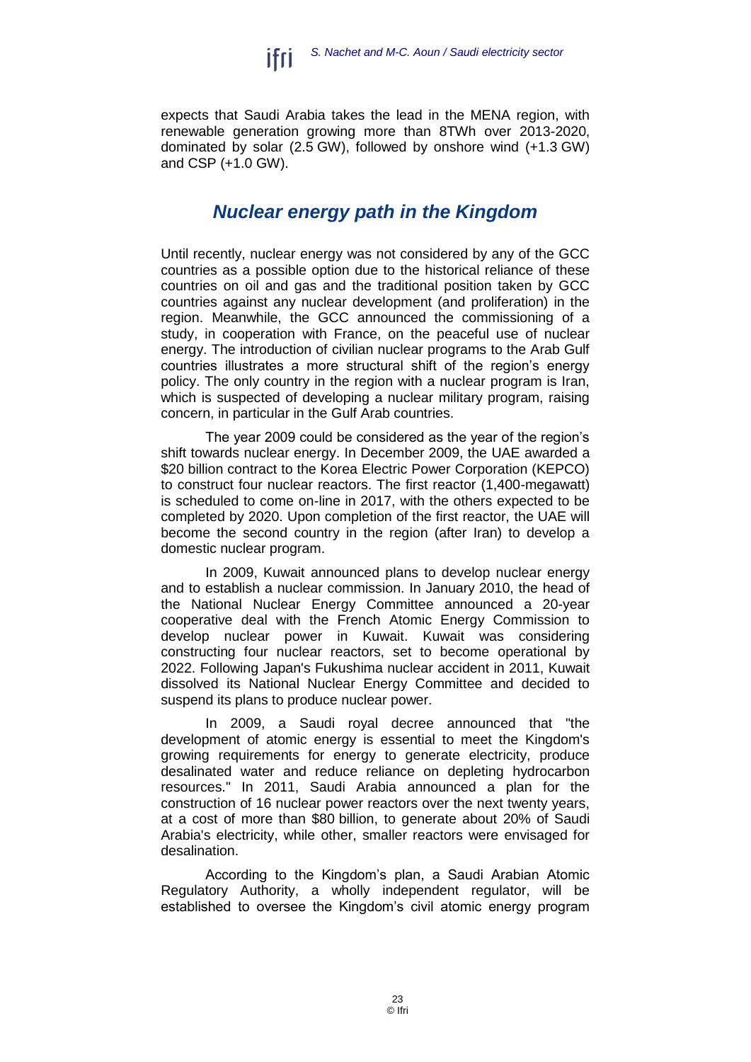expects that Saudi Arabia takes the lead in the MENA region, with renewable generation growing more than 8TWh over 2013-2020, dominated by solar (2.5 GW), followed by onshore wind (+1.3 GW) and CSP (+1.0 GW).

## *Nuclear energy path in the Kingdom*

Until recently, nuclear energy was not considered by any of the GCC countries as a possible option due to the historical reliance of these countries on oil and gas and the traditional position taken by GCC countries against any nuclear development (and proliferation) in the region. Meanwhile, the GCC announced the commissioning of a study, in cooperation with France, on the peaceful use of nuclear energy. The introduction of civilian nuclear programs to the Arab Gulf countries illustrates a more structural shift of the region's energy policy. The only country in the region with a nuclear program is Iran, which is suspected of developing a nuclear military program, raising concern, in particular in the Gulf Arab countries.

The year 2009 could be considered as the year of the region's shift towards nuclear energy. In December 2009, the UAE awarded a \$20 billion contract to the Korea Electric Power Corporation (KEPCO) to construct four nuclear reactors. The first reactor (1,400-megawatt) is scheduled to come on-line in 2017, with the others expected to be completed by 2020. Upon completion of the first reactor, the UAE will become the second country in the region (after Iran) to develop a domestic nuclear program.

In 2009, Kuwait announced plans to develop nuclear energy and to establish a nuclear commission. In January 2010, the head of the National Nuclear Energy Committee announced a 20-year cooperative deal with the French Atomic Energy Commission to develop nuclear power in Kuwait. Kuwait was considering constructing four nuclear reactors, set to become operational by 2022. Following Japan's Fukushima nuclear accident in 2011, Kuwait dissolved its National Nuclear Energy Committee and decided to suspend its plans to produce nuclear power.

In 2009, a Saudi royal decree announced that "the development of atomic energy is essential to meet the Kingdom's growing requirements for energy to generate electricity, produce desalinated water and reduce reliance on depleting hydrocarbon resources." In 2011, Saudi Arabia announced a plan for the construction of 16 nuclear power reactors over the next twenty years, at a cost of more than \$80 billion, to generate about 20% of Saudi Arabia's electricity, while other, smaller reactors were envisaged for desalination.

According to the Kingdom's plan, a Saudi Arabian Atomic Regulatory Authority, a wholly independent regulator, will be established to oversee the Kingdom's civil atomic energy program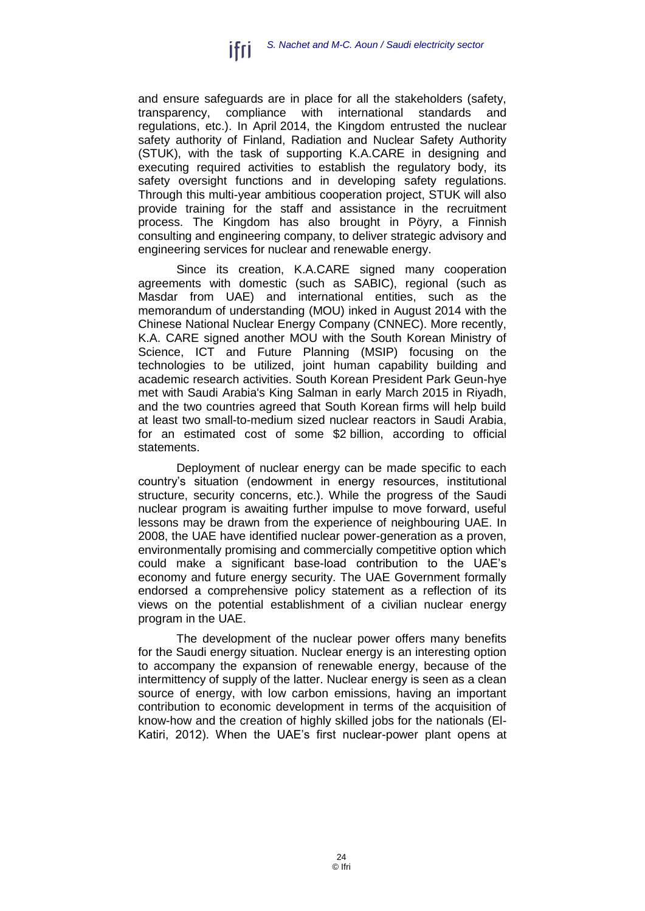and ensure safeguards are in place for all the stakeholders (safety, transparency, compliance with international standards and regulations, etc.). In April 2014, the Kingdom entrusted the nuclear safety authority of Finland, Radiation and Nuclear Safety Authority (STUK), with the task of supporting K.A.CARE in designing and executing required activities to establish the regulatory body, its safety oversight functions and in developing safety regulations. Through this multi-year ambitious cooperation project, STUK will also provide training for the staff and assistance in the recruitment process. The Kingdom has also brought in Pöyry, a Finnish consulting and engineering company, to deliver strategic advisory and engineering services for nuclear and renewable energy.

Since its creation, K.A.CARE signed many cooperation agreements with domestic (such as SABIC), regional (such as Masdar from UAE) and international entities, such as the memorandum of understanding (MOU) inked in August 2014 with the Chinese National Nuclear Energy Company (CNNEC). More recently, K.A. CARE signed another MOU with the South Korean Ministry of Science, ICT and Future Planning (MSIP) focusing on the technologies to be utilized, joint human capability building and academic research activities. South Korean President Park Geun-hye met with Saudi Arabia's King Salman in early March 2015 in Riyadh, and the two countries agreed that South Korean firms will help build at least two small-to-medium sized nuclear reactors in Saudi Arabia, for an estimated cost of some $2 billion, according to official statements.

Deployment of nuclear energy can be made specific to each country's situation (endowment in energy resources, institutional structure, security concerns, etc.). While the progress of the Saudi nuclear program is awaiting further impulse to move forward, useful lessons may be drawn from the experience of neighbouring UAE. In 2008, the UAE have identified nuclear power-generation as a proven, environmentally promising and commercially competitive option which could make a significant base-load contribution to the UAE's economy and future energy security. The UAE Government formally endorsed a comprehensive policy statement as a reflection of its views on the potential establishment of a civilian nuclear energy program in the UAE.

The development of the nuclear power offers many benefits for the Saudi energy situation. Nuclear energy is an interesting option to accompany the expansion of renewable energy, because of the intermittency of supply of the latter. Nuclear energy is seen as a clean source of energy, with low carbon emissions, having an important contribution to economic development in terms of the acquisition of know-how and the creation of highly skilled jobs for the nationals (El-Katiri, 2012). When the UAE's first nuclear-power plant opens at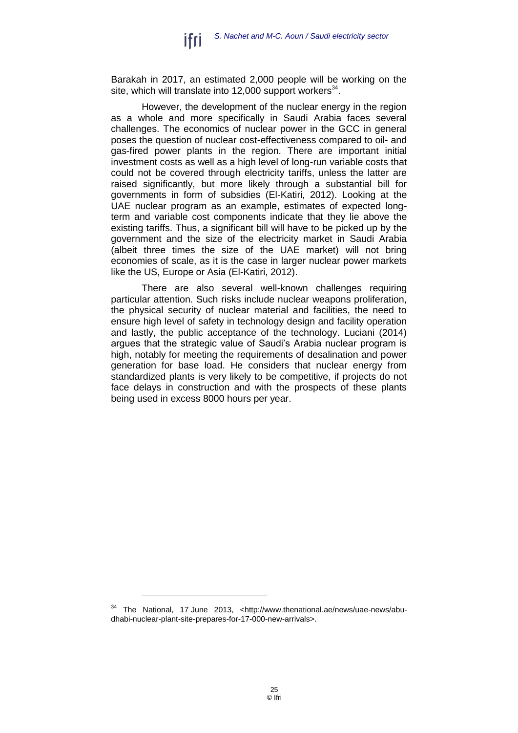Barakah in 2017, an estimated 2,000 people will be working on the site, which will translate into 12,000 support workers[34].

However, the development of the nuclear energy in the region as a whole and more specifically in Saudi Arabia faces several challenges. The economics of nuclear power in the GCC in general poses the question of nuclear cost-effectiveness compared to oil- and gas-fired power plants in the region. There are important initial investment costs as well as a high level of long-run variable costs that could not be covered through electricity tariffs, unless the latter are raised significantly, but more likely through a substantial bill for governments in form of subsidies (El-Katiri, 2012). Looking at the UAE nuclear program as an example, estimates of expected long-term and variable cost components indicate that they lie above the existing tariffs. Thus, a significant bill will have to be picked up by the government and the size of the electricity market in Saudi Arabia (albeit three times the size of the UAE market) will not bring economies of scale, as it is the case in larger nuclear power markets like the US, Europe or Asia (El-Katiri, 2012).

There are also several well-known challenges requiring particular attention. Such risks include nuclear weapons proliferation, the physical security of nuclear material and facilities, the need to ensure high level of safety in technology design and facility operation and lastly, the public acceptance of the technology. Luciani (2014) argues that the strategic value of Saudi's Arabia nuclear program is high, notably for meeting the requirements of desalination and power generation for base load. He considers that nuclear energy from standardized plants is very likely to be competitive, if projects do not face delays in construction and with the prospects of these plants being used in excess 8000 hours per year.

[34] The National, 17 June 2013, <http://www.thenational.ae/news/uae-news/abu-dhabi-nuclear-plant-site-prepares-for-17-000-new-arrivals>.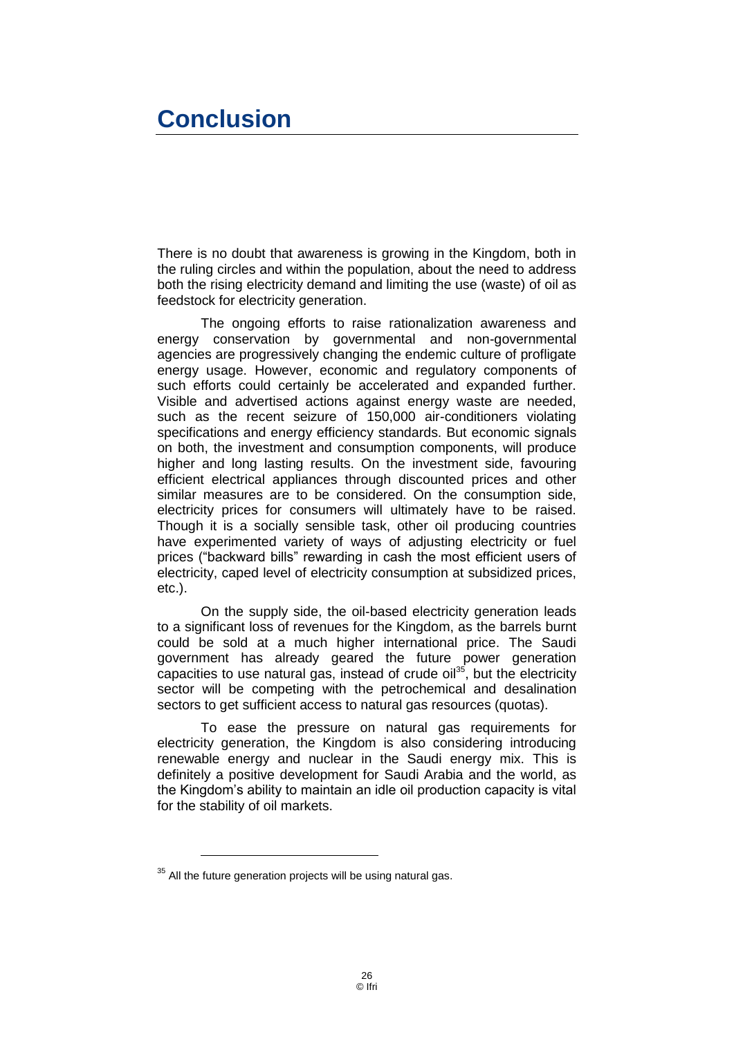# Conclusion

There is no doubt that awareness is growing in the Kingdom, both in the ruling circles and within the population, about the need to address both the rising electricity demand and limiting the use (waste) of oil as feedstock for electricity generation.

The ongoing efforts to raise rationalization awareness and energy conservation by governmental and non-governmental agencies are progressively changing the endemic culture of profligate energy usage. However, economic and regulatory components of such efforts could certainly be accelerated and expanded further. Visible and advertised actions against energy waste are needed, such as the recent seizure of 150,000 air-conditioners violating specifications and energy efficiency standards. But economic signals on both, the investment and consumption components, will produce higher and long lasting results. On the investment side, favouring efficient electrical appliances through discounted prices and other similar measures are to be considered. On the consumption side, electricity prices for consumers will ultimately have to be raised. Though it is a socially sensible task, other oil producing countries have experimented variety of ways of adjusting electricity or fuel prices ("backward bills" rewarding in cash the most efficient users of electricity, caped level of electricity consumption at subsidized prices, etc.).

On the supply side, the oil-based electricity generation leads to a significant loss of revenues for the Kingdom, as the barrels burnt could be sold at a much higher international price. The Saudi government has already geared the future power generation capacities to use natural gas, instead of crude oil[35], but the electricity sector will be competing with the petrochemical and desalination sectors to get sufficient access to natural gas resources (quotas).

To ease the pressure on natural gas requirements for electricity generation, the Kingdom is also considering introducing renewable energy and nuclear in the Saudi energy mix. This is definitely a positive development for Saudi Arabia and the world, as the Kingdom's ability to maintain an idle oil production capacity is vital for the stability of oil markets.

[35] All the future generation projects will be using natural gas.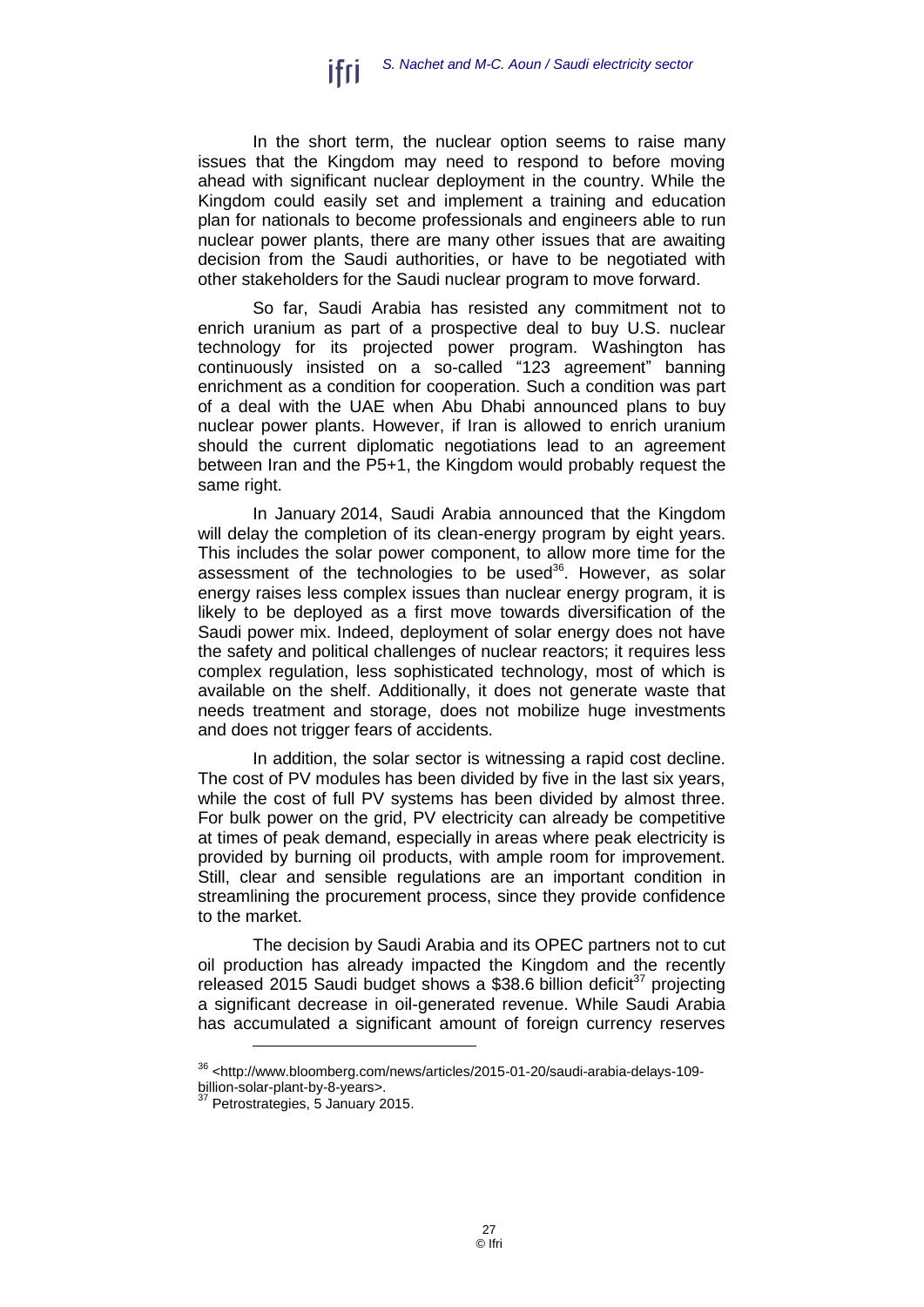In the short term, the nuclear option seems to raise many issues that the Kingdom may need to respond to before moving ahead with significant nuclear deployment in the country. While the Kingdom could easily set and implement a training and education plan for nationals to become professionals and engineers able to run nuclear power plants, there are many other issues that are awaiting decision from the Saudi authorities, or have to be negotiated with other stakeholders for the Saudi nuclear program to move forward.

So far, Saudi Arabia has resisted any commitment not to enrich uranium as part of a prospective deal to buy U.S. nuclear technology for its projected power program. Washington has continuously insisted on a so-called "123 agreement" banning enrichment as a condition for cooperation. Such a condition was part of a deal with the UAE when Abu Dhabi announced plans to buy nuclear power plants. However, if Iran is allowed to enrich uranium should the current diplomatic negotiations lead to an agreement between Iran and the P5+1, the Kingdom would probably request the same right.

In January 2014, Saudi Arabia announced that the Kingdom will delay the completion of its clean-energy program by eight years. This includes the solar power component, to allow more time for the assessment of the technologies to be used[36]. However, as solar energy raises less complex issues than nuclear energy program, it is likely to be deployed as a first move towards diversification of the Saudi power mix. Indeed, deployment of solar energy does not have the safety and political challenges of nuclear reactors; it requires less complex regulation, less sophisticated technology, most of which is available on the shelf. Additionally, it does not generate waste that needs treatment and storage, does not mobilize huge investments and does not trigger fears of accidents.

In addition, the solar sector is witnessing a rapid cost decline. The cost of PV modules has been divided by five in the last six years, while the cost of full PV systems has been divided by almost three. For bulk power on the grid, PV electricity can already be competitive at times of peak demand, especially in areas where peak electricity is provided by burning oil products, with ample room for improvement. Still, clear and sensible regulations are an important condition in streamlining the procurement process, since they provide confidence to the market.

The decision by Saudi Arabia and its OPEC partners not to cut oil production has already impacted the Kingdom and the recently released 2015 Saudi budget shows a $38.6 billion deficit[37] projecting a significant decrease in oil-generated revenue. While Saudi Arabia has accumulated a significant amount of foreign currency reserves

---

[36] <http://www.bloomberg.com/news/articles/2015-01-20/saudi-arabia-delays-109-billion-solar-plant-by-8-years>.

[37] Petrostrategies, 5 January 2015.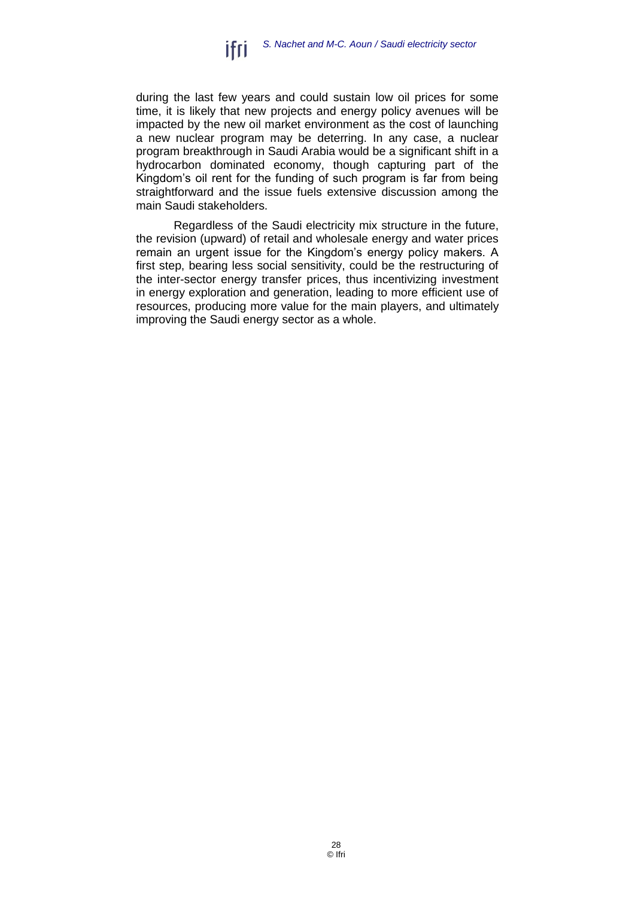during the last few years and could sustain low oil prices for some time, it is likely that new projects and energy policy avenues will be impacted by the new oil market environment as the cost of launching a new nuclear program may be deterring. In any case, a nuclear program breakthrough in Saudi Arabia would be a significant shift in a hydrocarbon dominated economy, though capturing part of the Kingdom's oil rent for the funding of such program is far from being straightforward and the issue fuels extensive discussion among the main Saudi stakeholders.

Regardless of the Saudi electricity mix structure in the future, the revision (upward) of retail and wholesale energy and water prices remain an urgent issue for the Kingdom's energy policy makers. A first step, bearing less social sensitivity, could be the restructuring of the inter-sector energy transfer prices, thus incentivizing investment in energy exploration and generation, leading to more efficient use of resources, producing more value for the main players, and ultimately improving the Saudi energy sector as a whole.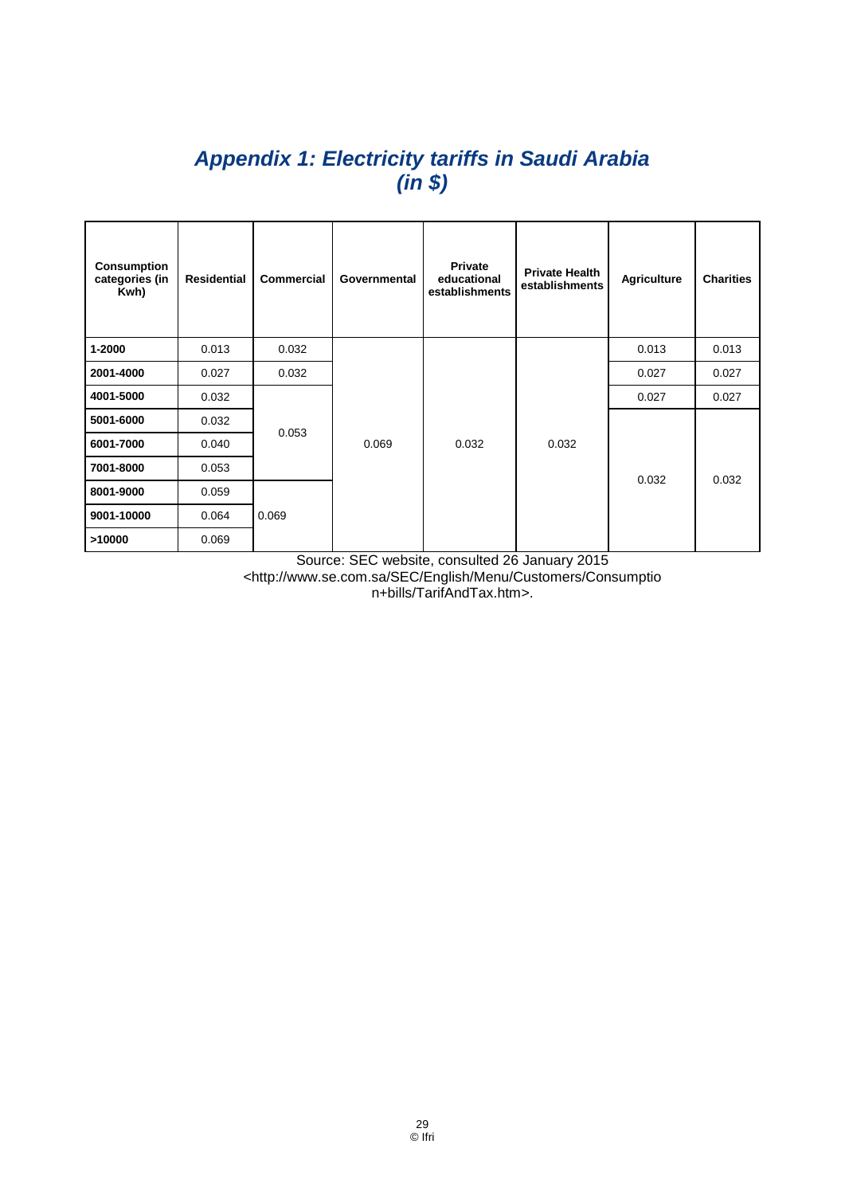## *Appendix 1: Electricity tariffs in Saudi Arabia (in $)*

| Consumption categories (in Kwh) | Residential | Commercial | Governmental | Private educational establishments | Private Health establishments | Agriculture | Charities |
|---|---|---|---|---|---|---|---|
| **1-2000** | 0.013 | 0.032 | 0.069 | 0.032 | 0.032 | 0.013 | 0.013 |
| **2001-4000** | 0.027 | 0.032 | 0.069 | 0.032 | 0.032 | 0.027 | 0.027 |
| **4001-5000** | 0.032 | 0.053 | 0.069 | 0.032 | 0.032 | 0.027 | 0.027 |
| **5001-6000** | 0.032 | 0.053 | 0.069 | 0.032 | 0.032 | 0.032 | 0.032 |
| **6001-7000** | 0.040 | 0.053 | 0.069 | 0.032 | 0.032 | 0.032 | 0.032 |
| **7001-8000** | 0.053 | 0.053 | 0.069 | 0.032 | 0.032 | 0.032 | 0.032 |
| **8001-9000** | 0.059 | 0.069 | 0.069 | 0.032 | 0.032 | 0.032 | 0.032 |
| **9001-10000** | 0.064 | 0.069 | 0.069 | 0.032 | 0.032 | 0.032 | 0.032 |
| **>10000** | 0.069 | 0.069 | 0.069 | 0.032 | 0.032 | 0.032 | 0.032 |

Source: SEC website, consulted 26 January 2015 <http://www.se.com.sa/SEC/English/Menu/Customers/Consumption+bills/TarifAndTax.htm>.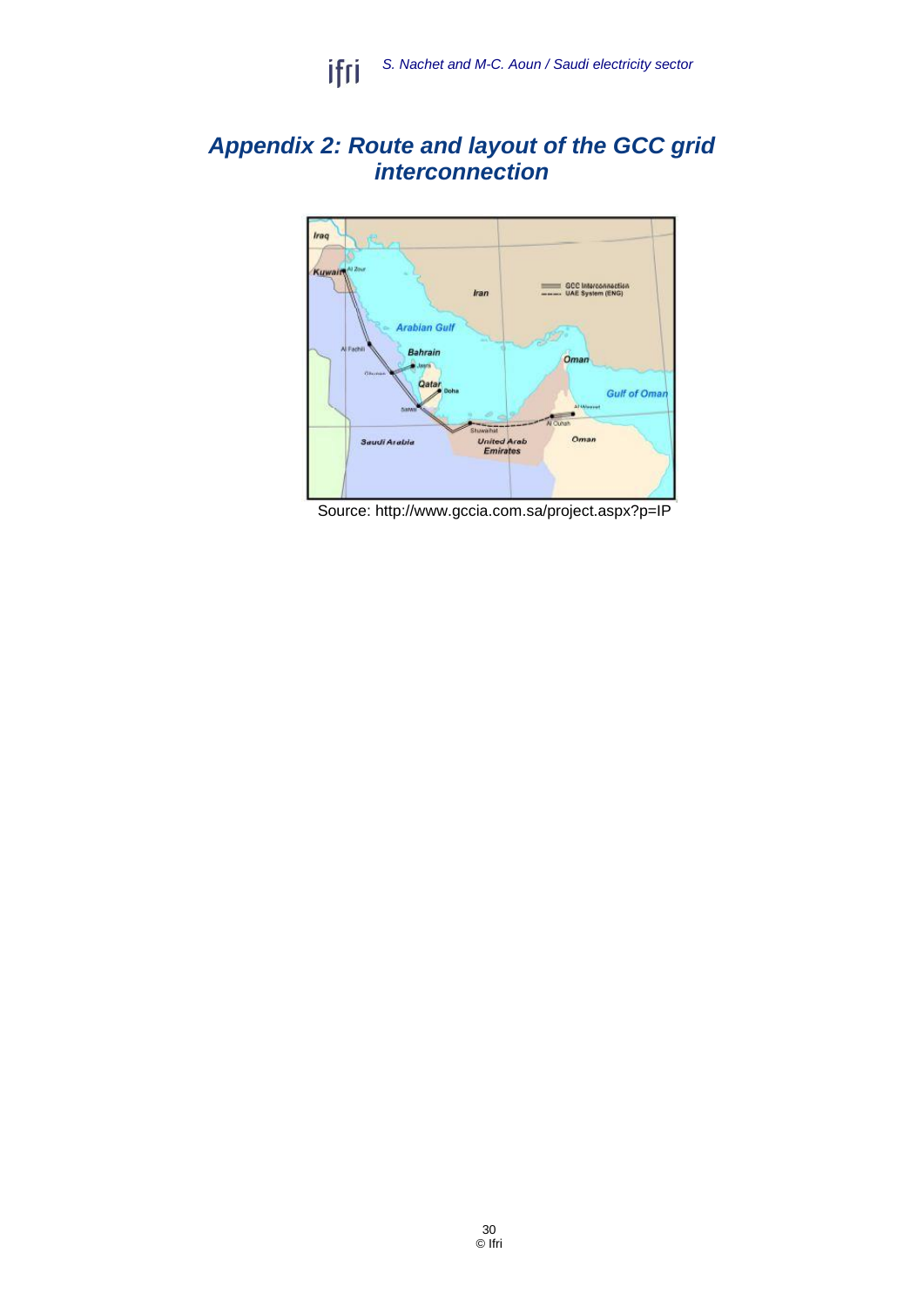## Appendix 2: Route and layout of the GCC grid interconnection

Iraq
Kuwait
Al Zour
Iran
GCC Interconnection
UAE System (ENG)
Arabian Gulf
Al Fadhili
Bahrain
Jasra
Ghunan
Qatar
Doha
Oman
Gulf of Oman
Salwa
Al Waseet
Al Ouhah
Shuwaihat
Saudi Arabia
United Arab Emirates
Oman

Source: http://www.gccia.com.sa/project.aspx?p=IP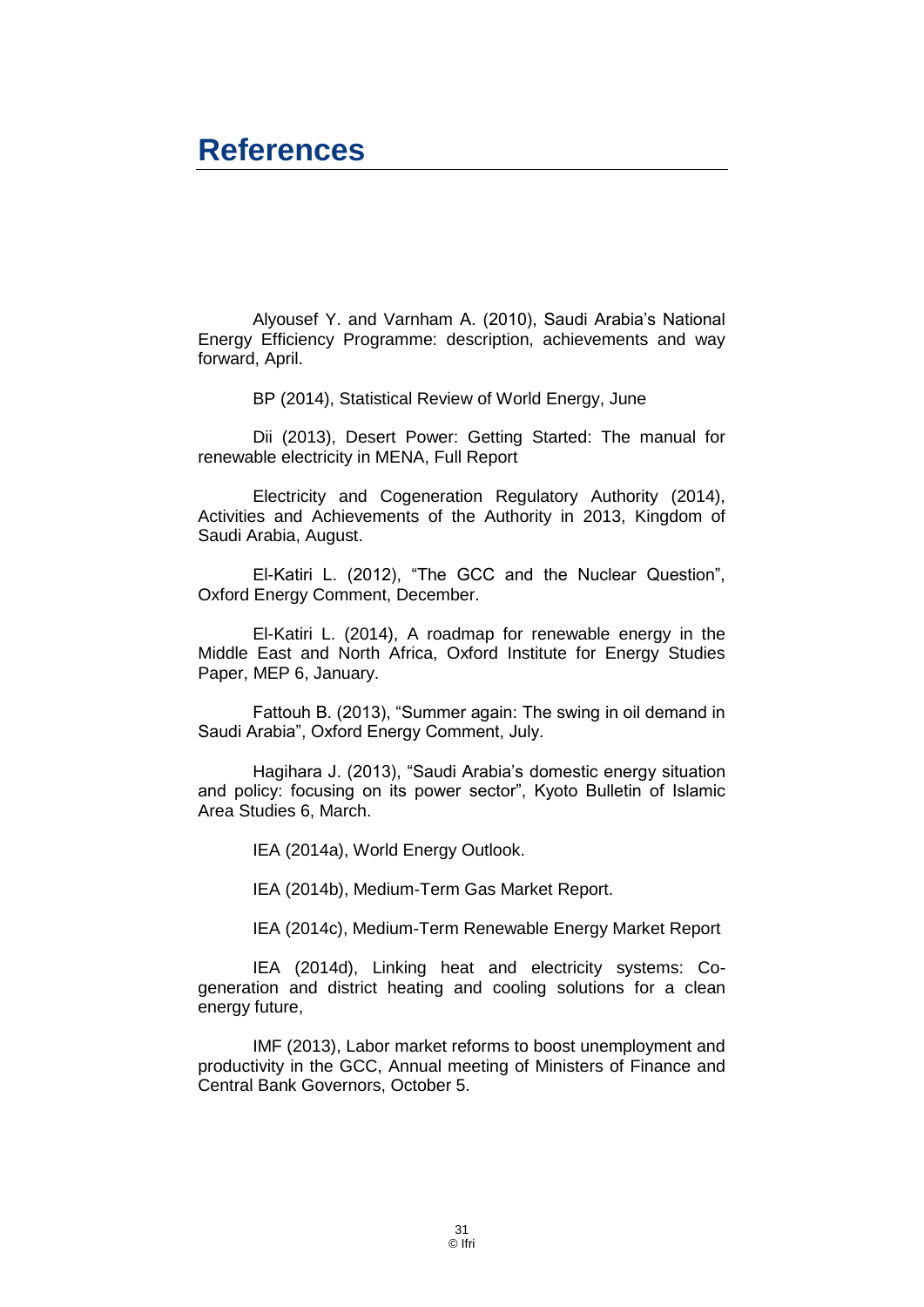# References

Alyousef Y. and Varnham A. (2010), Saudi Arabia's National Energy Efficiency Programme: description, achievements and way forward, April.

BP (2014), Statistical Review of World Energy, June

Dii (2013), Desert Power: Getting Started: The manual for renewable electricity in MENA, Full Report

Electricity and Cogeneration Regulatory Authority (2014), Activities and Achievements of the Authority in 2013, Kingdom of Saudi Arabia, August.

El-Katiri L. (2012), "The GCC and the Nuclear Question", Oxford Energy Comment, December.

El-Katiri L. (2014), A roadmap for renewable energy in the Middle East and North Africa, Oxford Institute for Energy Studies Paper, MEP 6, January.

Fattouh B. (2013), "Summer again: The swing in oil demand in Saudi Arabia", Oxford Energy Comment, July.

Hagihara J. (2013), "Saudi Arabia's domestic energy situation and policy: focusing on its power sector", Kyoto Bulletin of Islamic Area Studies 6, March.

IEA (2014a), World Energy Outlook.

IEA (2014b), Medium-Term Gas Market Report.

IEA (2014c), Medium-Term Renewable Energy Market Report

IEA (2014d), Linking heat and electricity systems: Co-generation and district heating and cooling solutions for a clean energy future,

IMF (2013), Labor market reforms to boost unemployment and productivity in the GCC, Annual meeting of Ministers of Finance and Central Bank Governors, October 5.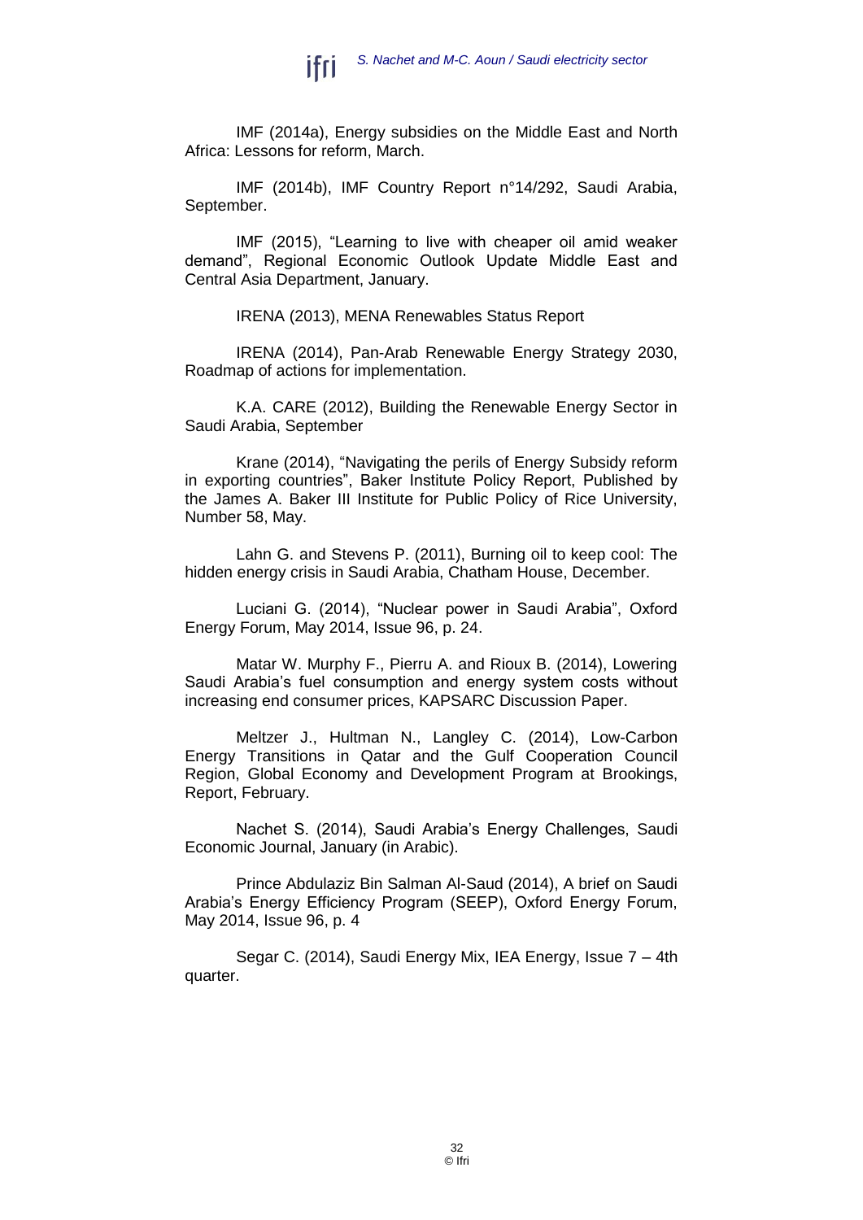IMF (2014a), Energy subsidies on the Middle East and North Africa: Lessons for reform, March.

IMF (2014b), IMF Country Report n°14/292, Saudi Arabia, September.

IMF (2015), “Learning to live with cheaper oil amid weaker demand”, Regional Economic Outlook Update Middle East and Central Asia Department, January.

IRENA (2013), MENA Renewables Status Report

IRENA (2014), Pan-Arab Renewable Energy Strategy 2030, Roadmap of actions for implementation.

K.A. CARE (2012), Building the Renewable Energy Sector in Saudi Arabia, September

Krane (2014), “Navigating the perils of Energy Subsidy reform in exporting countries”, Baker Institute Policy Report, Published by the James A. Baker III Institute for Public Policy of Rice University, Number 58, May.

Lahn G. and Stevens P. (2011), Burning oil to keep cool: The hidden energy crisis in Saudi Arabia, Chatham House, December.

Luciani G. (2014), “Nuclear power in Saudi Arabia”, Oxford Energy Forum, May 2014, Issue 96, p. 24.

Matar W. Murphy F., Pierru A. and Rioux B. (2014), Lowering Saudi Arabia’s fuel consumption and energy system costs without increasing end consumer prices, KAPSARC Discussion Paper.

Meltzer J., Hultman N., Langley C. (2014), Low-Carbon Energy Transitions in Qatar and the Gulf Cooperation Council Region, Global Economy and Development Program at Brookings, Report, February.

Nachet S. (2014), Saudi Arabia’s Energy Challenges, Saudi Economic Journal, January (in Arabic).

Prince Abdulaziz Bin Salman Al-Saud (2014), A brief on Saudi Arabia’s Energy Efficiency Program (SEEP), Oxford Energy Forum, May 2014, Issue 96, p. 4

Segar C. (2014), Saudi Energy Mix, IEA Energy, Issue 7 – 4th quarter.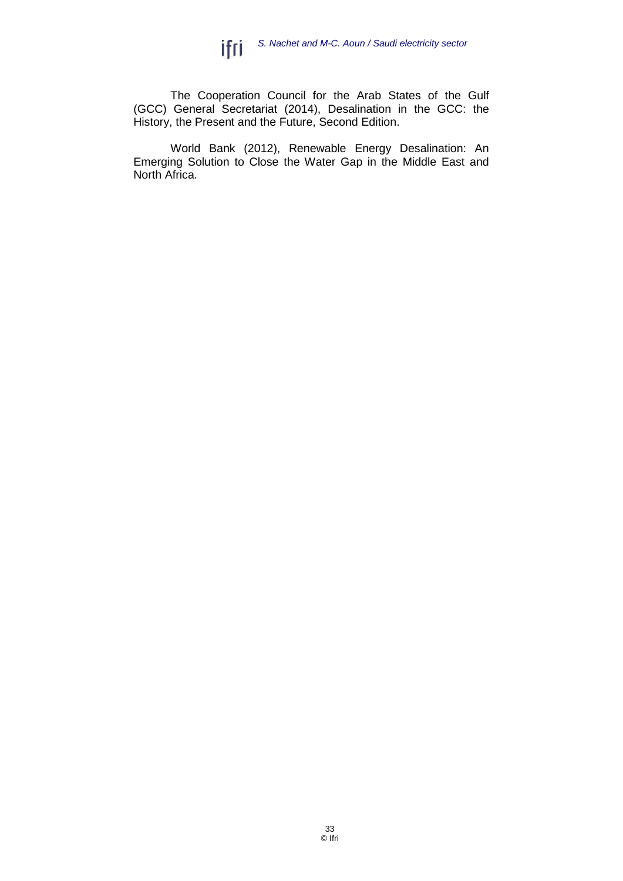The Cooperation Council for the Arab States of the Gulf (GCC) General Secretariat (2014), Desalination in the GCC: the History, the Present and the Future, Second Edition.

World Bank (2012), Renewable Energy Desalination: An Emerging Solution to Close the Water Gap in the Middle East and North Africa.